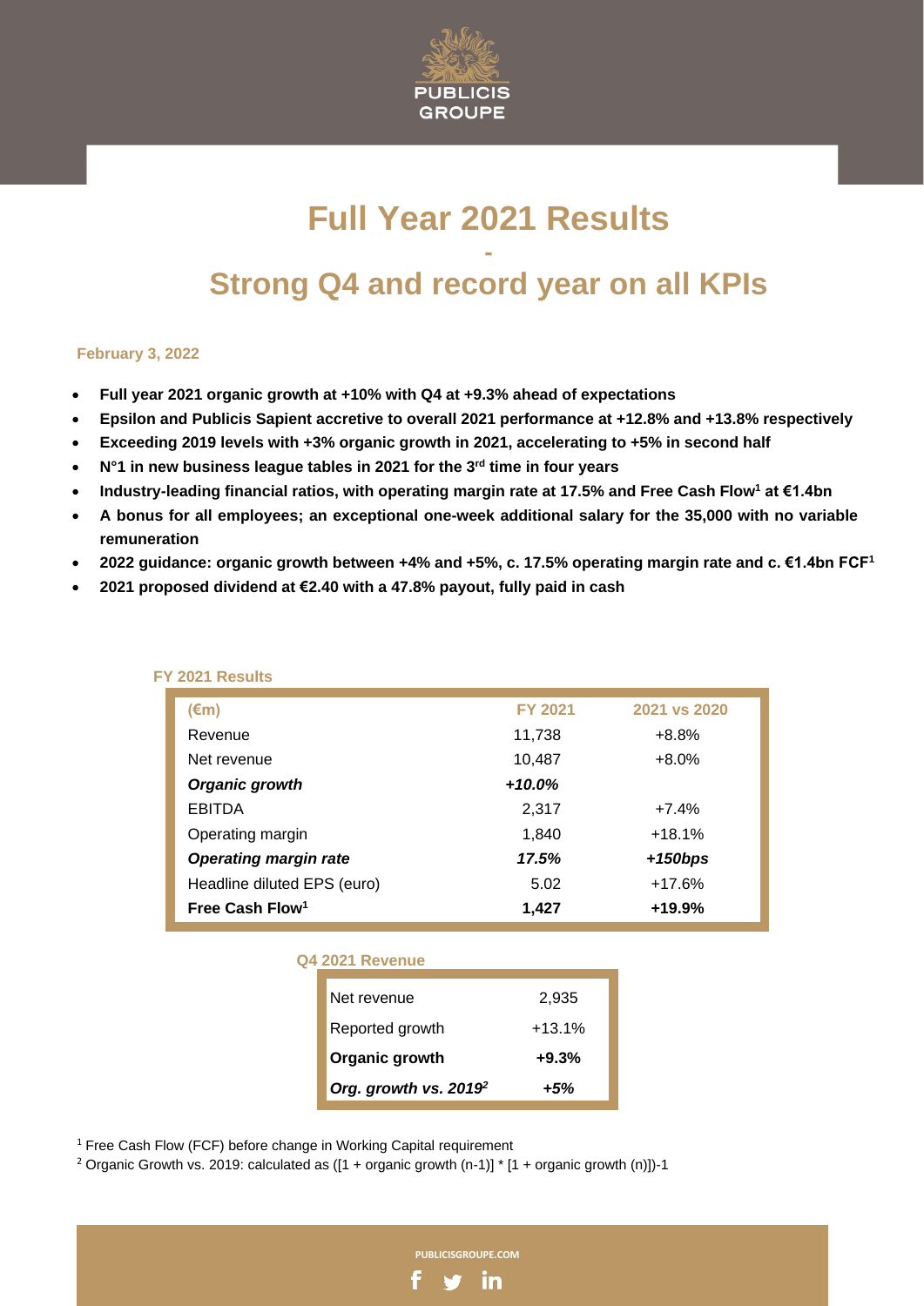# Full Year 2021 Results

# -

# Strong Q4 and record year on all KPIs

**February 3, 2022**

- **Full year 2021 organic growth at +10% with Q4 at +9.3% ahead of expectations**
- **Epsilon and Publicis Sapient accretive to overall 2021 performance at +12.8% and +13.8% respectively**
- **Exceeding 2019 levels with +3% organic growth in 2021, accelerating to +5% in second half**
- **N°1 in new business league tables in 2021 for the 3rd time in four years**
- **Industry-leading financial ratios, with operating margin rate at 17.5% and Free Cash Flow[1] at €1.4bn**
- **A bonus for all employees; an exceptional one-week additional salary for the 35,000 with no variable remuneration**
- **2022 guidance: organic growth between +4% and +5%, c. 17.5% operating margin rate and c. €1.4bn FCF[1]**
- **2021 proposed dividend at €2.40 with a 47.8% payout, fully paid in cash**

**FY 2021 Results**

| (€m) | FY 2021 | 2021 vs 2020 |
|---|---|---|
| Revenue | 11,738 | +8.8% |
| Net revenue | 10,487 | +8.0% |
| ***Organic growth*** | ***+10.0%*** | |
| EBITDA | 2,317 | +7.4% |
| Operating margin | 1,840 | +18.1% |
| ***Operating margin rate*** | ***17.5%*** | ***+150bps*** |
| Headline diluted EPS (euro) | 5.02 | +17.6% |
| **Free Cash Flow[1]** | **1,427** | **+19.9%** |

**Q4 2021 Revenue**

| | |
|---|---|
| Net revenue | 2,935 |
| Reported growth | +13.1% |
| **Organic growth** | **+9.3%** |
| ***Org. growth vs. 2019[2]*** | ***+5%*** |

[1] Free Cash Flow (FCF) before change in Working Capital requirement

[2] Organic Growth vs. 2019: calculated as ([1 + organic growth (n-1)] * [1 + organic growth (n)])-1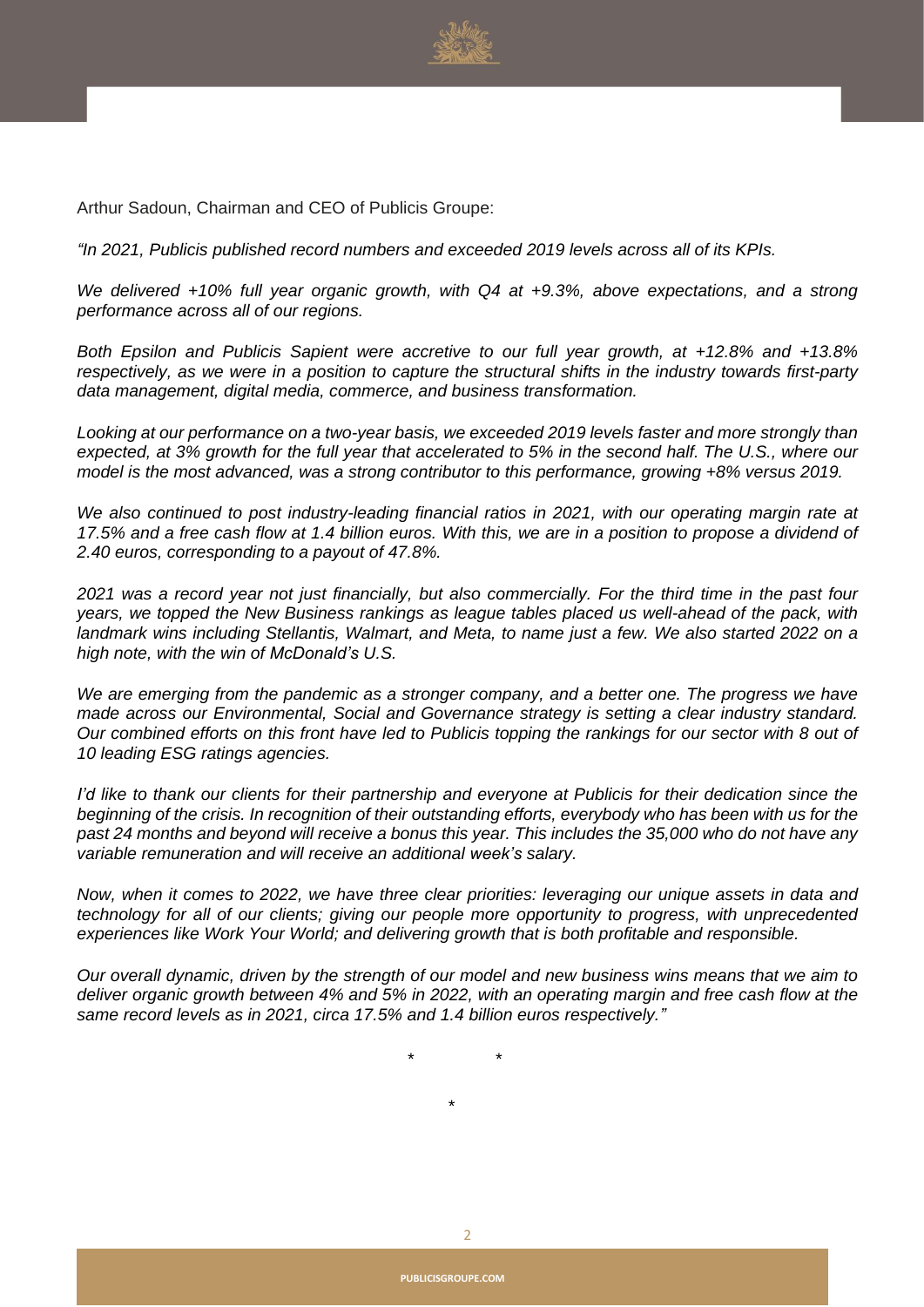Arthur Sadoun, Chairman and CEO of Publicis Groupe:

*"In 2021, Publicis published record numbers and exceeded 2019 levels across all of its KPIs.*

*We delivered +10% full year organic growth, with Q4 at +9.3%, above expectations, and a strong performance across all of our regions.*

*Both Epsilon and Publicis Sapient were accretive to our full year growth, at +12.8% and +13.8% respectively, as we were in a position to capture the structural shifts in the industry towards first-party data management, digital media, commerce, and business transformation.*

*Looking at our performance on a two-year basis, we exceeded 2019 levels faster and more strongly than expected, at 3% growth for the full year that accelerated to 5% in the second half. The U.S., where our model is the most advanced, was a strong contributor to this performance, growing +8% versus 2019.*

*We also continued to post industry-leading financial ratios in 2021, with our operating margin rate at 17.5% and a free cash flow at 1.4 billion euros. With this, we are in a position to propose a dividend of 2.40 euros, corresponding to a payout of 47.8%.*

*2021 was a record year not just financially, but also commercially. For the third time in the past four years, we topped the New Business rankings as league tables placed us well-ahead of the pack, with landmark wins including Stellantis, Walmart, and Meta, to name just a few. We also started 2022 on a high note, with the win of McDonald's U.S.*

*We are emerging from the pandemic as a stronger company, and a better one. The progress we have made across our Environmental, Social and Governance strategy is setting a clear industry standard. Our combined efforts on this front have led to Publicis topping the rankings for our sector with 8 out of 10 leading ESG ratings agencies.*

*I'd like to thank our clients for their partnership and everyone at Publicis for their dedication since the beginning of the crisis. In recognition of their outstanding efforts, everybody who has been with us for the past 24 months and beyond will receive a bonus this year. This includes the 35,000 who do not have any variable remuneration and will receive an additional week's salary.*

*Now, when it comes to 2022, we have three clear priorities: leveraging our unique assets in data and technology for all of our clients; giving our people more opportunity to progress, with unprecedented experiences like Work Your World; and delivering growth that is both profitable and responsible.*

*Our overall dynamic, driven by the strength of our model and new business wins means that we aim to deliver organic growth between 4% and 5% in 2022, with an operating margin and free cash flow at the same record levels as in 2021, circa 17.5% and 1.4 billion euros respectively."*

\* \*

\*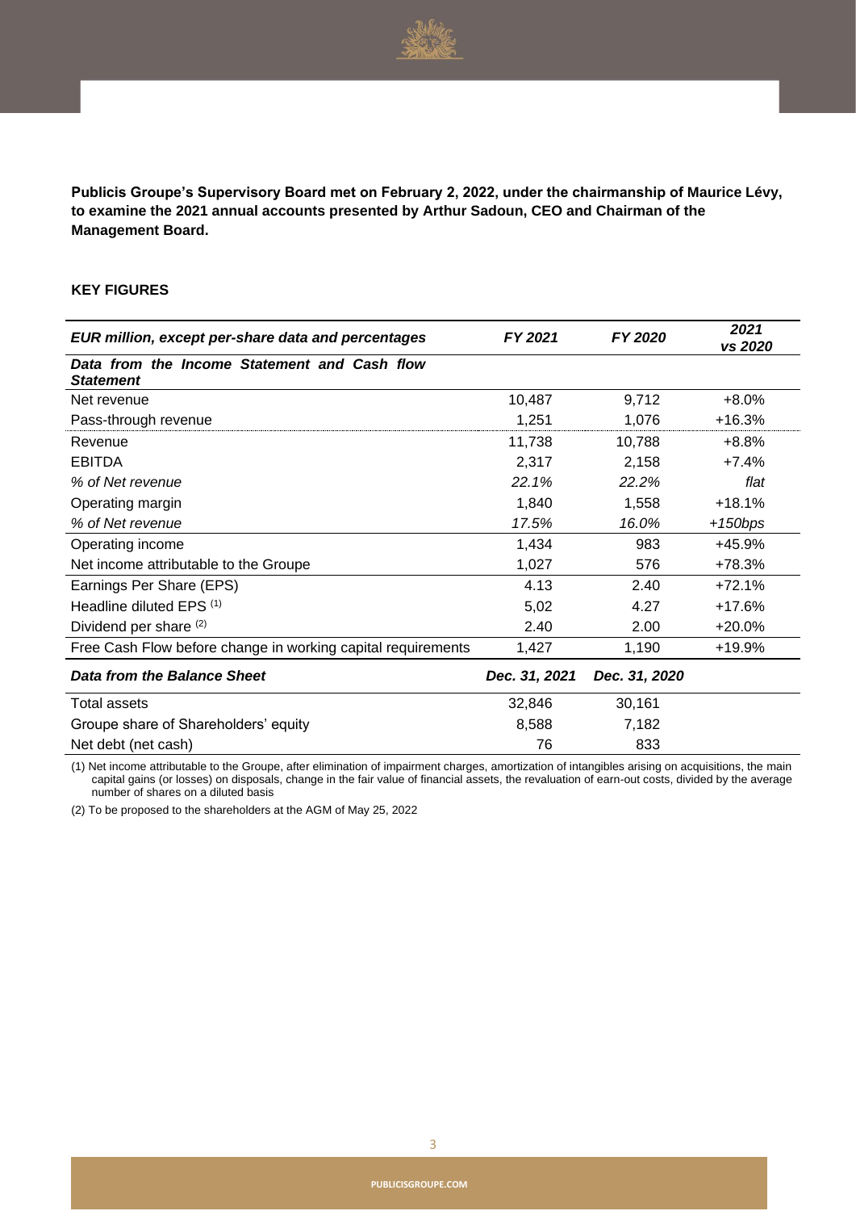**Publicis Groupe's Supervisory Board met on February 2, 2022, under the chairmanship of Maurice Lévy, to examine the 2021 annual accounts presented by Arthur Sadoun, CEO and Chairman of the Management Board.**

## KEY FIGURES

| ***EUR million, except per-share data and percentages*** | ***FY 2021*** | ***FY 2020*** | ***2021 vs 2020*** |
|---|---|---|---|
| ***Data from the Income Statement and Cash flow Statement*** | | | |
| Net revenue | 10,487 | 9,712 | +8.0% |
| Pass-through revenue | 1,251 | 1,076 | +16.3% |
| Revenue | 11,738 | 10,788 | +8.8% |
| EBITDA | 2,317 | 2,158 | +7.4% |
| *% of Net revenue* | *22.1%* | *22.2%* | *flat* |
| Operating margin | 1,840 | 1,558 | +18.1% |
| *% of Net revenue* | *17.5%* | *16.0%* | *+150bps* |
| Operating income | 1,434 | 983 | +45.9% |
| Net income attributable to the Groupe | 1,027 | 576 | +78.3% |
| Earnings Per Share (EPS) | 4.13 | 2.40 | +72.1% |
| Headline diluted EPS (1) | 5,02 | 4.27 | +17.6% |
| Dividend per share (2) | 2.40 | 2.00 | +20.0% |
| Free Cash Flow before change in working capital requirements | 1,427 | 1,190 | +19.9% |
| ***Data from the Balance Sheet*** | ***Dec. 31, 2021*** | ***Dec. 31, 2020*** | |
| Total assets | 32,846 | 30,161 | |
| Groupe share of Shareholders' equity | 8,588 | 7,182 | |
| Net debt (net cash) | 76 | 833 | |

(1) Net income attributable to the Groupe, after elimination of impairment charges, amortization of intangibles arising on acquisitions, the main capital gains (or losses) on disposals, change in the fair value of financial assets, the revaluation of earn-out costs, divided by the average number of shares on a diluted basis

(2) To be proposed to the shareholders at the AGM of May 25, 2022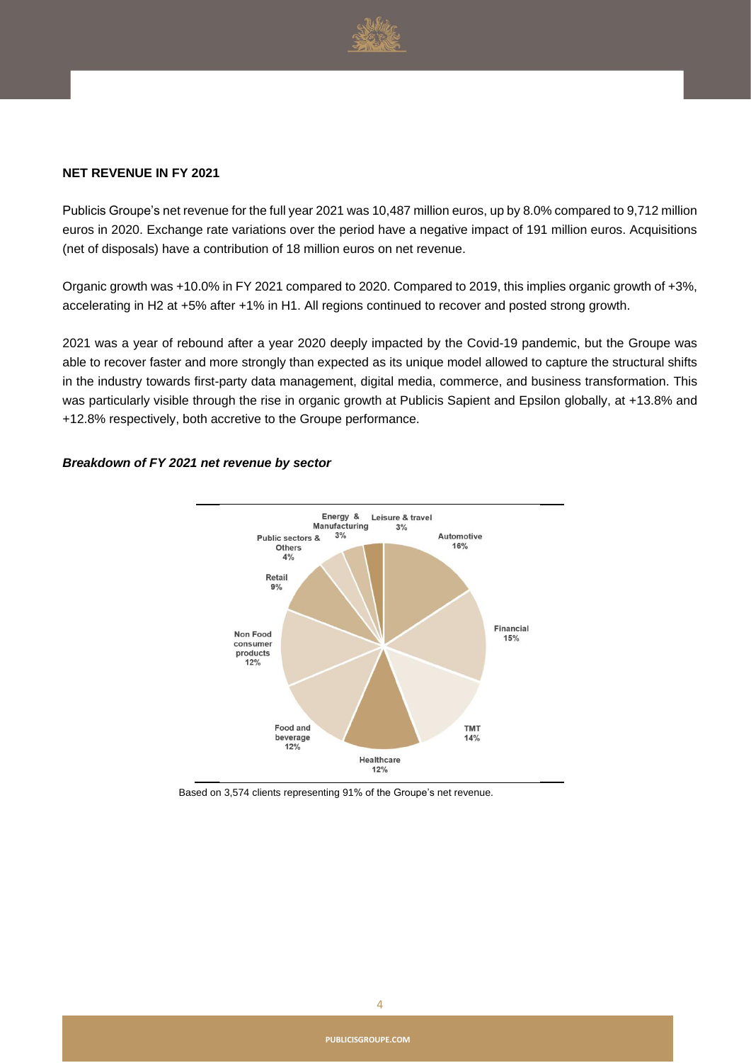## NET REVENUE IN FY 2021

Publicis Groupe's net revenue for the full year 2021 was 10,487 million euros, up by 8.0% compared to 9,712 million euros in 2020. Exchange rate variations over the period have a negative impact of 191 million euros. Acquisitions (net of disposals) have a contribution of 18 million euros on net revenue.

Organic growth was +10.0% in FY 2021 compared to 2020. Compared to 2019, this implies organic growth of +3%, accelerating in H2 at +5% after +1% in H1. All regions continued to recover and posted strong growth.

2021 was a year of rebound after a year 2020 deeply impacted by the Covid-19 pandemic, but the Groupe was able to recover faster and more strongly than expected as its unique model allowed to capture the structural shifts in the industry towards first-party data management, digital media, commerce, and business transformation. This was particularly visible through the rise in organic growth at Publicis Sapient and Epsilon globally, at +13.8% and +12.8% respectively, both accretive to the Groupe performance.

***Breakdown of FY 2021 net revenue by sector***

| Sector | Share |
|---|---|
| Automotive | 16% |
| Financial | 15% |
| TMT | 14% |
| Healthcare | 12% |
| Food and beverage | 12% |
| Non Food consumer products | 12% |
| Retail | 9% |
| Public sectors & Others | 4% |
| Energy & Manufacturing | 3% |
| Leisure & travel | 3% |

Based on 3,574 clients representing 91% of the Groupe's net revenue.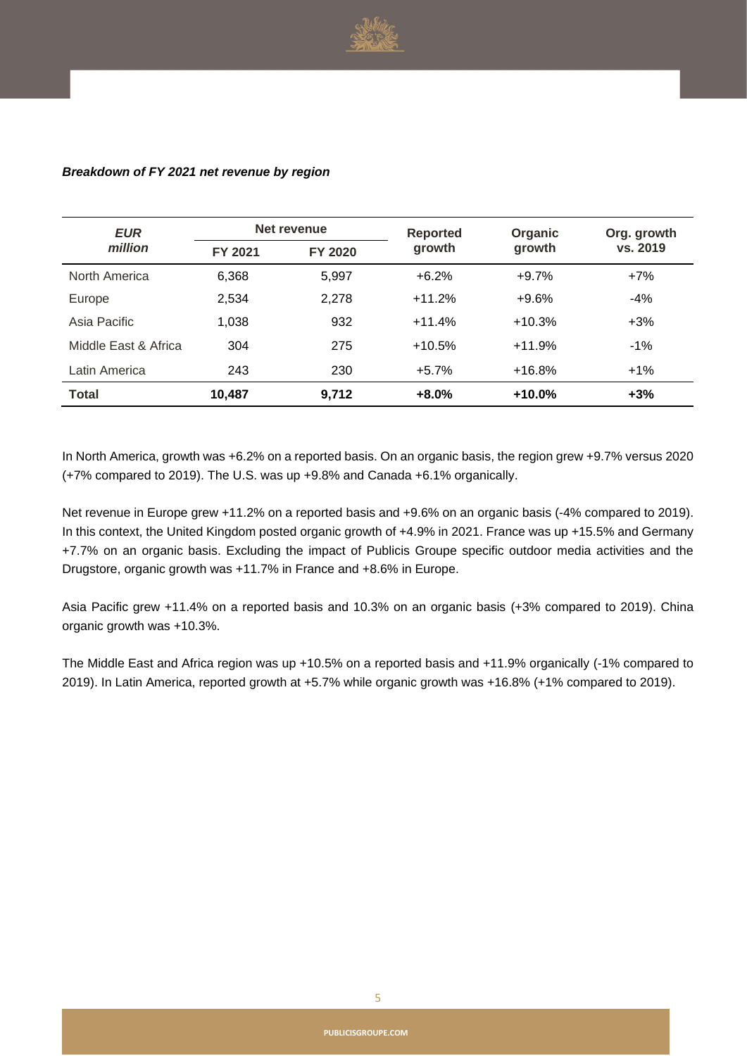***Breakdown of FY 2021 net revenue by region***

| *EUR million* | Net revenue | | Reported growth | Organic growth | Org. growth vs. 2019 |
|---|---|---|---|---|---|
| | FY 2021 | FY 2020 | | | |
| North America | 6,368 | 5,997 | +6.2% | +9.7% | +7% |
| Europe | 2,534 | 2,278 | +11.2% | +9.6% | -4% |
| Asia Pacific | 1,038 | 932 | +11.4% | +10.3% | +3% |
| Middle East & Africa | 304 | 275 | +10.5% | +11.9% | -1% |
| Latin America | 243 | 230 | +5.7% | +16.8% | +1% |
| **Total** | **10,487** | **9,712** | **+8.0%** | **+10.0%** | **+3%** |

In North America, growth was +6.2% on a reported basis. On an organic basis, the region grew +9.7% versus 2020 (+7% compared to 2019). The U.S. was up +9.8% and Canada +6.1% organically.

Net revenue in Europe grew +11.2% on a reported basis and +9.6% on an organic basis (-4% compared to 2019). In this context, the United Kingdom posted organic growth of +4.9% in 2021. France was up +15.5% and Germany +7.7% on an organic basis. Excluding the impact of Publicis Groupe specific outdoor media activities and the Drugstore, organic growth was +11.7% in France and +8.6% in Europe.

Asia Pacific grew +11.4% on a reported basis and 10.3% on an organic basis (+3% compared to 2019). China organic growth was +10.3%.

The Middle East and Africa region was up +10.5% on a reported basis and +11.9% organically (-1% compared to 2019). In Latin America, reported growth at +5.7% while organic growth was +16.8% (+1% compared to 2019).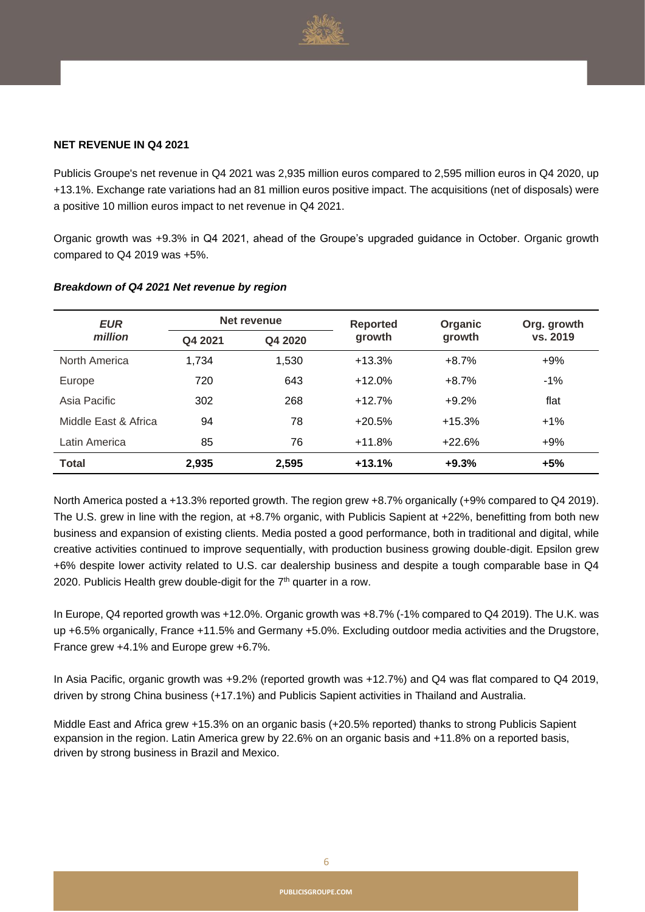**NET REVENUE IN Q4 2021**

Publicis Groupe's net revenue in Q4 2021 was 2,935 million euros compared to 2,595 million euros in Q4 2020, up +13.1%. Exchange rate variations had an 81 million euros positive impact. The acquisitions (net of disposals) were a positive 10 million euros impact to net revenue in Q4 2021.

Organic growth was +9.3% in Q4 2021, ahead of the Groupe's upgraded guidance in October. Organic growth compared to Q4 2019 was +5%.

***Breakdown of Q4 2021 Net revenue by region***

| *EUR million* | Net revenue | | Reported growth | Organic growth | Org. growth vs. 2019 |
|---|---|---|---|---|---|
| | Q4 2021 | Q4 2020 | | | |
| North America | 1,734 | 1,530 | +13.3% | +8.7% | +9% |
| Europe | 720 | 643 | +12.0% | +8.7% | -1% |
| Asia Pacific | 302 | 268 | +12.7% | +9.2% | flat |
| Middle East & Africa | 94 | 78 | +20.5% | +15.3% | +1% |
| Latin America | 85 | 76 | +11.8% | +22.6% | +9% |
| **Total** | **2,935** | **2,595** | **+13.1%** | **+9.3%** | **+5%** |

North America posted a +13.3% reported growth. The region grew +8.7% organically (+9% compared to Q4 2019). The U.S. grew in line with the region, at +8.7% organic, with Publicis Sapient at +22%, benefitting from both new business and expansion of existing clients. Media posted a good performance, both in traditional and digital, while creative activities continued to improve sequentially, with production business growing double-digit. Epsilon grew +6% despite lower activity related to U.S. car dealership business and despite a tough comparable base in Q4 2020. Publicis Health grew double-digit for the 7th quarter in a row.

In Europe, Q4 reported growth was +12.0%. Organic growth was +8.7% (-1% compared to Q4 2019). The U.K. was up +6.5% organically, France +11.5% and Germany +5.0%. Excluding outdoor media activities and the Drugstore, France grew +4.1% and Europe grew +6.7%.

In Asia Pacific, organic growth was +9.2% (reported growth was +12.7%) and Q4 was flat compared to Q4 2019, driven by strong China business (+17.1%) and Publicis Sapient activities in Thailand and Australia.

Middle East and Africa grew +15.3% on an organic basis (+20.5% reported) thanks to strong Publicis Sapient expansion in the region. Latin America grew by 22.6% on an organic basis and +11.8% on a reported basis, driven by strong business in Brazil and Mexico.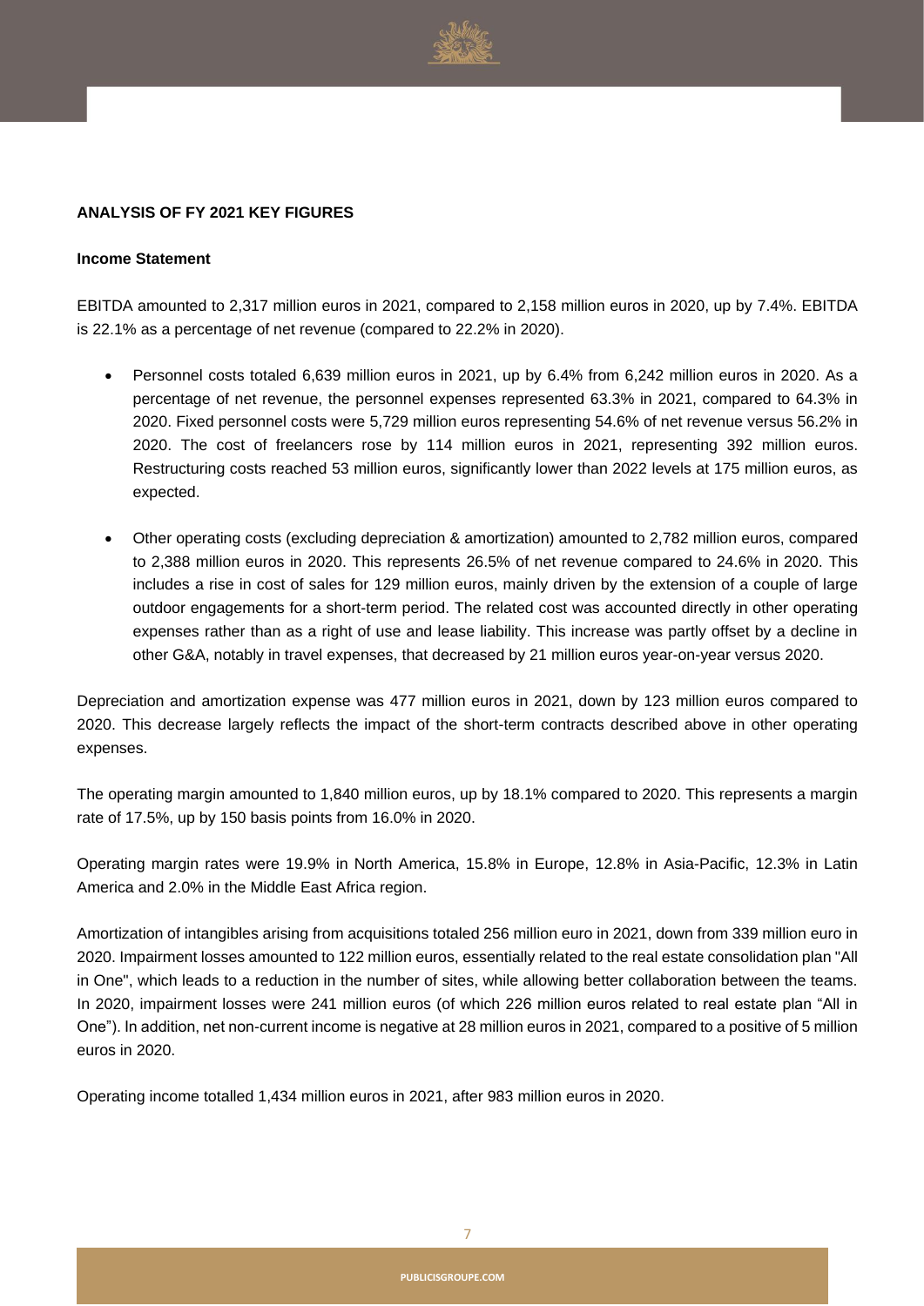**ANALYSIS OF FY 2021 KEY FIGURES**

**Income Statement**

EBITDA amounted to 2,317 million euros in 2021, compared to 2,158 million euros in 2020, up by 7.4%. EBITDA is 22.1% as a percentage of net revenue (compared to 22.2% in 2020).

- Personnel costs totaled 6,639 million euros in 2021, up by 6.4% from 6,242 million euros in 2020. As a percentage of net revenue, the personnel expenses represented 63.3% in 2021, compared to 64.3% in 2020. Fixed personnel costs were 5,729 million euros representing 54.6% of net revenue versus 56.2% in 2020. The cost of freelancers rose by 114 million euros in 2021, representing 392 million euros. Restructuring costs reached 53 million euros, significantly lower than 2022 levels at 175 million euros, as expected.

- Other operating costs (excluding depreciation & amortization) amounted to 2,782 million euros, compared to 2,388 million euros in 2020. This represents 26.5% of net revenue compared to 24.6% in 2020. This includes a rise in cost of sales for 129 million euros, mainly driven by the extension of a couple of large outdoor engagements for a short-term period. The related cost was accounted directly in other operating expenses rather than as a right of use and lease liability. This increase was partly offset by a decline in other G&A, notably in travel expenses, that decreased by 21 million euros year-on-year versus 2020.

Depreciation and amortization expense was 477 million euros in 2021, down by 123 million euros compared to 2020. This decrease largely reflects the impact of the short-term contracts described above in other operating expenses.

The operating margin amounted to 1,840 million euros, up by 18.1% compared to 2020. This represents a margin rate of 17.5%, up by 150 basis points from 16.0% in 2020.

Operating margin rates were 19.9% in North America, 15.8% in Europe, 12.8% in Asia-Pacific, 12.3% in Latin America and 2.0% in the Middle East Africa region.

Amortization of intangibles arising from acquisitions totaled 256 million euro in 2021, down from 339 million euro in 2020. Impairment losses amounted to 122 million euros, essentially related to the real estate consolidation plan "All in One", which leads to a reduction in the number of sites, while allowing better collaboration between the teams. In 2020, impairment losses were 241 million euros (of which 226 million euros related to real estate plan "All in One"). In addition, net non-current income is negative at 28 million euros in 2021, compared to a positive of 5 million euros in 2020.

Operating income totalled 1,434 million euros in 2021, after 983 million euros in 2020.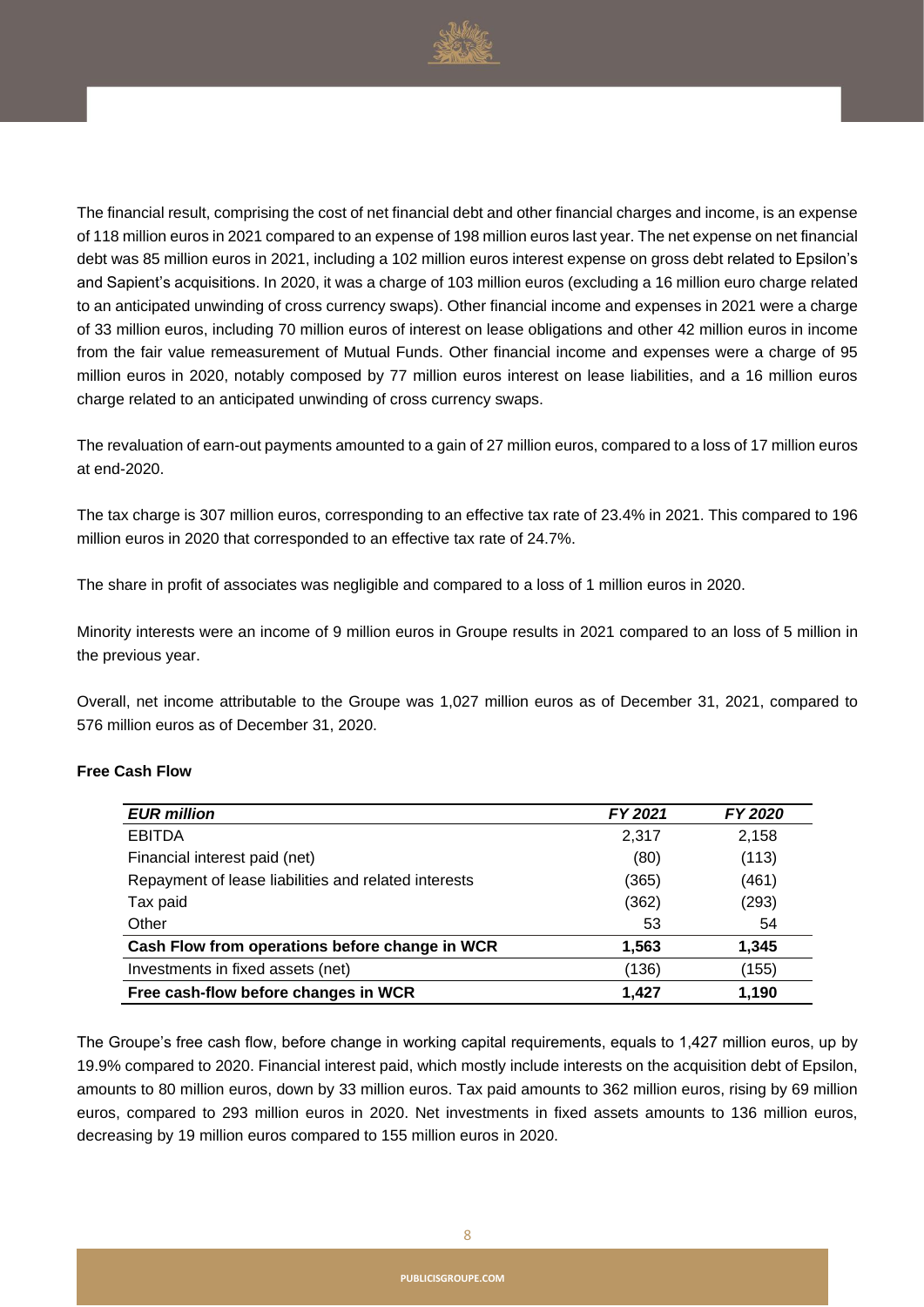The financial result, comprising the cost of net financial debt and other financial charges and income, is an expense of 118 million euros in 2021 compared to an expense of 198 million euros last year. The net expense on net financial debt was 85 million euros in 2021, including a 102 million euros interest expense on gross debt related to Epsilon's and Sapient's acquisitions. In 2020, it was a charge of 103 million euros (excluding a 16 million euro charge related to an anticipated unwinding of cross currency swaps). Other financial income and expenses in 2021 were a charge of 33 million euros, including 70 million euros of interest on lease obligations and other 42 million euros in income from the fair value remeasurement of Mutual Funds. Other financial income and expenses were a charge of 95 million euros in 2020, notably composed by 77 million euros interest on lease liabilities, and a 16 million euros charge related to an anticipated unwinding of cross currency swaps.

The revaluation of earn-out payments amounted to a gain of 27 million euros, compared to a loss of 17 million euros at end-2020.

The tax charge is 307 million euros, corresponding to an effective tax rate of 23.4% in 2021. This compared to 196 million euros in 2020 that corresponded to an effective tax rate of 24.7%.

The share in profit of associates was negligible and compared to a loss of 1 million euros in 2020.

Minority interests were an income of 9 million euros in Groupe results in 2021 compared to an loss of 5 million in the previous year.

Overall, net income attributable to the Groupe was 1,027 million euros as of December 31, 2021, compared to 576 million euros as of December 31, 2020.

**Free Cash Flow**

| ***EUR million*** | ***FY 2021*** | ***FY 2020*** |
|---|---|---|
| EBITDA | 2,317 | 2,158 |
| Financial interest paid (net) | (80) | (113) |
| Repayment of lease liabilities and related interests | (365) | (461) |
| Tax paid | (362) | (293) |
| Other | 53 | 54 |
| **Cash Flow from operations before change in WCR** | **1,563** | **1,345** |
| Investments in fixed assets (net) | (136) | (155) |
| **Free cash-flow before changes in WCR** | **1,427** | **1,190** |

The Groupe's free cash flow, before change in working capital requirements, equals to 1,427 million euros, up by 19.9% compared to 2020. Financial interest paid, which mostly include interests on the acquisition debt of Epsilon, amounts to 80 million euros, down by 33 million euros. Tax paid amounts to 362 million euros, rising by 69 million euros, compared to 293 million euros in 2020. Net investments in fixed assets amounts to 136 million euros, decreasing by 19 million euros compared to 155 million euros in 2020.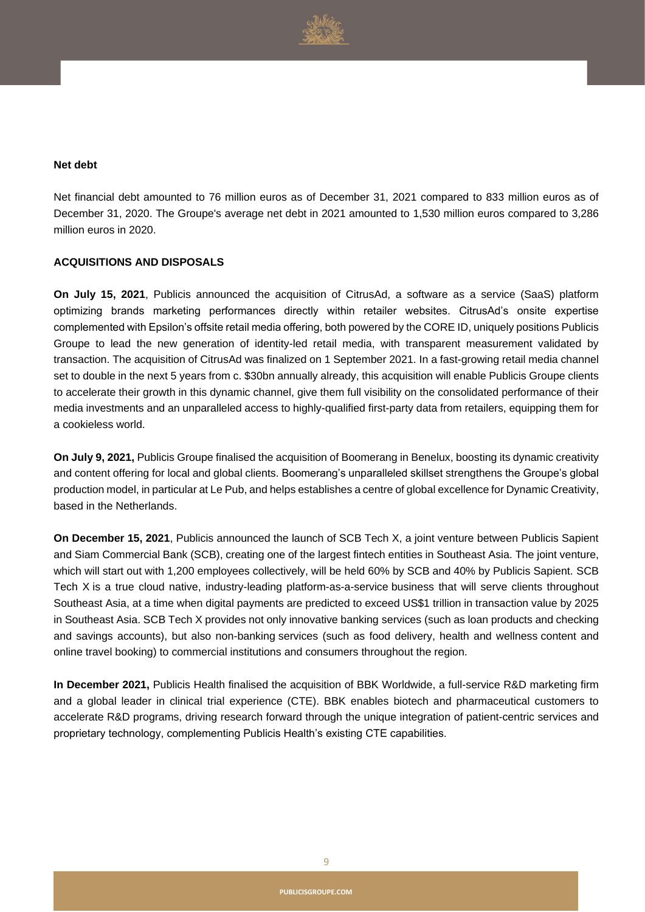**Net debt**

Net financial debt amounted to 76 million euros as of December 31, 2021 compared to 833 million euros as of December 31, 2020. The Groupe's average net debt in 2021 amounted to 1,530 million euros compared to 3,286 million euros in 2020.

**ACQUISITIONS AND DISPOSALS**

**On July 15, 2021**, Publicis announced the acquisition of CitrusAd, a software as a service (SaaS) platform optimizing brands marketing performances directly within retailer websites. CitrusAd's onsite expertise complemented with Epsilon's offsite retail media offering, both powered by the CORE ID, uniquely positions Publicis Groupe to lead the new generation of identity-led retail media, with transparent measurement validated by transaction. The acquisition of CitrusAd was finalized on 1 September 2021. In a fast-growing retail media channel set to double in the next 5 years from c. $30bn annually already, this acquisition will enable Publicis Groupe clients to accelerate their growth in this dynamic channel, give them full visibility on the consolidated performance of their media investments and an unparalleled access to highly-qualified first-party data from retailers, equipping them for a cookieless world.

**On July 9, 2021,** Publicis Groupe finalised the acquisition of Boomerang in Benelux, boosting its dynamic creativity and content offering for local and global clients. Boomerang's unparalleled skillset strengthens the Groupe's global production model, in particular at Le Pub, and helps establishes a centre of global excellence for Dynamic Creativity, based in the Netherlands.

**On December 15, 2021**, Publicis announced the launch of SCB Tech X, a joint venture between Publicis Sapient and Siam Commercial Bank (SCB), creating one of the largest fintech entities in Southeast Asia. The joint venture, which will start out with 1,200 employees collectively, will be held 60% by SCB and 40% by Publicis Sapient. SCB Tech X is a true cloud native, industry-leading platform-as-a-service business that will serve clients throughout Southeast Asia, at a time when digital payments are predicted to exceed US$1 trillion in transaction value by 2025 in Southeast Asia. SCB Tech X provides not only innovative banking services (such as loan products and checking and savings accounts), but also non-banking services (such as food delivery, health and wellness content and online travel booking) to commercial institutions and consumers throughout the region.

**In December 2021,** Publicis Health finalised the acquisition of BBK Worldwide, a full-service R&D marketing firm and a global leader in clinical trial experience (CTE). BBK enables biotech and pharmaceutical customers to accelerate R&D programs, driving research forward through the unique integration of patient-centric services and proprietary technology, complementing Publicis Health's existing CTE capabilities.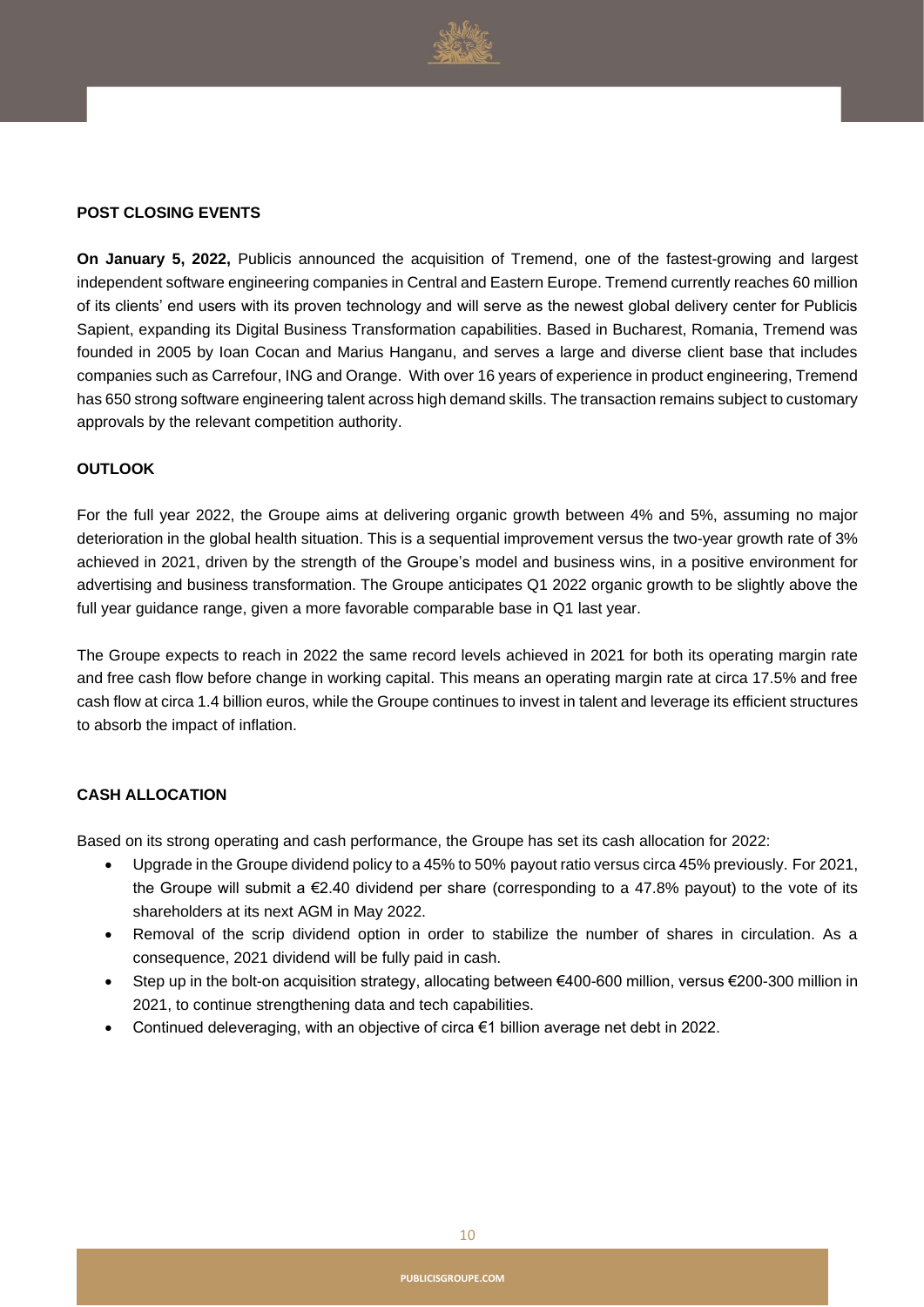## POST CLOSING EVENTS

**On January 5, 2022,** Publicis announced the acquisition of Tremend, one of the fastest-growing and largest independent software engineering companies in Central and Eastern Europe. Tremend currently reaches 60 million of its clients' end users with its proven technology and will serve as the newest global delivery center for Publicis Sapient, expanding its Digital Business Transformation capabilities. Based in Bucharest, Romania, Tremend was founded in 2005 by Ioan Cocan and Marius Hanganu, and serves a large and diverse client base that includes companies such as Carrefour, ING and Orange. With over 16 years of experience in product engineering, Tremend has 650 strong software engineering talent across high demand skills. The transaction remains subject to customary approvals by the relevant competition authority.

## OUTLOOK

For the full year 2022, the Groupe aims at delivering organic growth between 4% and 5%, assuming no major deterioration in the global health situation. This is a sequential improvement versus the two-year growth rate of 3% achieved in 2021, driven by the strength of the Groupe's model and business wins, in a positive environment for advertising and business transformation. The Groupe anticipates Q1 2022 organic growth to be slightly above the full year guidance range, given a more favorable comparable base in Q1 last year.

The Groupe expects to reach in 2022 the same record levels achieved in 2021 for both its operating margin rate and free cash flow before change in working capital. This means an operating margin rate at circa 17.5% and free cash flow at circa 1.4 billion euros, while the Groupe continues to invest in talent and leverage its efficient structures to absorb the impact of inflation.

## CASH ALLOCATION

Based on its strong operating and cash performance, the Groupe has set its cash allocation for 2022:

- Upgrade in the Groupe dividend policy to a 45% to 50% payout ratio versus circa 45% previously. For 2021, the Groupe will submit a €2.40 dividend per share (corresponding to a 47.8% payout) to the vote of its shareholders at its next AGM in May 2022.
- Removal of the scrip dividend option in order to stabilize the number of shares in circulation. As a consequence, 2021 dividend will be fully paid in cash.
- Step up in the bolt-on acquisition strategy, allocating between €400-600 million, versus €200-300 million in 2021, to continue strengthening data and tech capabilities.
- Continued deleveraging, with an objective of circa €1 billion average net debt in 2022.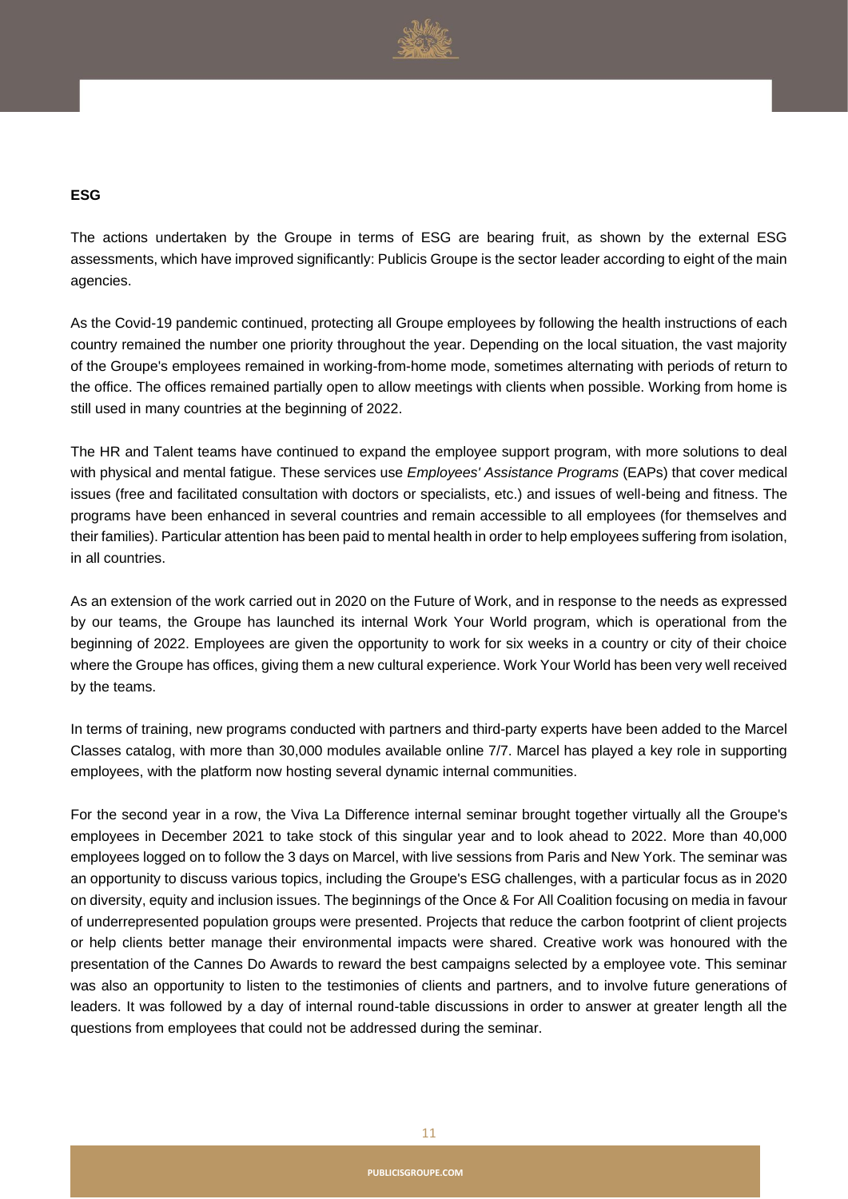**ESG**

The actions undertaken by the Groupe in terms of ESG are bearing fruit, as shown by the external ESG assessments, which have improved significantly: Publicis Groupe is the sector leader according to eight of the main agencies.

As the Covid-19 pandemic continued, protecting all Groupe employees by following the health instructions of each country remained the number one priority throughout the year. Depending on the local situation, the vast majority of the Groupe's employees remained in working-from-home mode, sometimes alternating with periods of return to the office. The offices remained partially open to allow meetings with clients when possible. Working from home is still used in many countries at the beginning of 2022.

The HR and Talent teams have continued to expand the employee support program, with more solutions to deal with physical and mental fatigue. These services use *Employees' Assistance Programs* (EAPs) that cover medical issues (free and facilitated consultation with doctors or specialists, etc.) and issues of well-being and fitness. The programs have been enhanced in several countries and remain accessible to all employees (for themselves and their families). Particular attention has been paid to mental health in order to help employees suffering from isolation, in all countries.

As an extension of the work carried out in 2020 on the Future of Work, and in response to the needs as expressed by our teams, the Groupe has launched its internal Work Your World program, which is operational from the beginning of 2022. Employees are given the opportunity to work for six weeks in a country or city of their choice where the Groupe has offices, giving them a new cultural experience. Work Your World has been very well received by the teams.

In terms of training, new programs conducted with partners and third-party experts have been added to the Marcel Classes catalog, with more than 30,000 modules available online 7/7. Marcel has played a key role in supporting employees, with the platform now hosting several dynamic internal communities.

For the second year in a row, the Viva La Difference internal seminar brought together virtually all the Groupe's employees in December 2021 to take stock of this singular year and to look ahead to 2022. More than 40,000 employees logged on to follow the 3 days on Marcel, with live sessions from Paris and New York. The seminar was an opportunity to discuss various topics, including the Groupe's ESG challenges, with a particular focus as in 2020 on diversity, equity and inclusion issues. The beginnings of the Once & For All Coalition focusing on media in favour of underrepresented population groups were presented. Projects that reduce the carbon footprint of client projects or help clients better manage their environmental impacts were shared. Creative work was honoured with the presentation of the Cannes Do Awards to reward the best campaigns selected by a employee vote. This seminar was also an opportunity to listen to the testimonies of clients and partners, and to involve future generations of leaders. It was followed by a day of internal round-table discussions in order to answer at greater length all the questions from employees that could not be addressed during the seminar.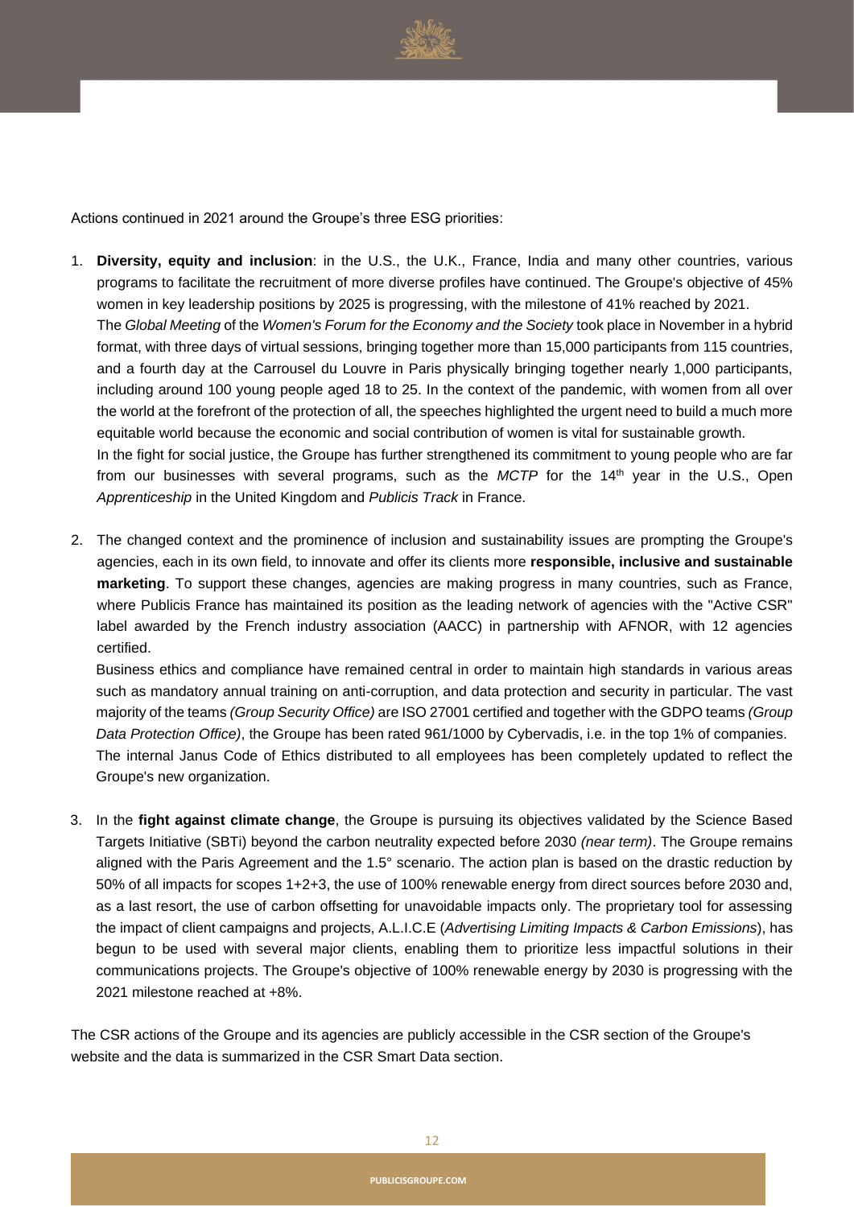Actions continued in 2021 around the Groupe's three ESG priorities:

1. **Diversity, equity and inclusion**: in the U.S., the U.K., France, India and many other countries, various programs to facilitate the recruitment of more diverse profiles have continued. The Groupe's objective of 45% women in key leadership positions by 2025 is progressing, with the milestone of 41% reached by 2021.
   The *Global Meeting* of the *Women's Forum for the Economy and the Society* took place in November in a hybrid format, with three days of virtual sessions, bringing together more than 15,000 participants from 115 countries, and a fourth day at the Carrousel du Louvre in Paris physically bringing together nearly 1,000 participants, including around 100 young people aged 18 to 25. In the context of the pandemic, with women from all over the world at the forefront of the protection of all, the speeches highlighted the urgent need to build a much more equitable world because the economic and social contribution of women is vital for sustainable growth.
   In the fight for social justice, the Groupe has further strengthened its commitment to young people who are far from our businesses with several programs, such as the *MCTP* for the 14th year in the U.S., Open *Apprenticeship* in the United Kingdom and *Publicis Track* in France.

2. The changed context and the prominence of inclusion and sustainability issues are prompting the Groupe's agencies, each in its own field, to innovate and offer its clients more **responsible, inclusive and sustainable marketing**. To support these changes, agencies are making progress in many countries, such as France, where Publicis France has maintained its position as the leading network of agencies with the "Active CSR" label awarded by the French industry association (AACC) in partnership with AFNOR, with 12 agencies certified.
   Business ethics and compliance have remained central in order to maintain high standards in various areas such as mandatory annual training on anti-corruption, and data protection and security in particular. The vast majority of the teams *(Group Security Office)* are ISO 27001 certified and together with the GDPO teams *(Group Data Protection Office)*, the Groupe has been rated 961/1000 by Cybervadis, i.e. in the top 1% of companies.
   The internal Janus Code of Ethics distributed to all employees has been completely updated to reflect the Groupe's new organization.

3. In the **fight against climate change**, the Groupe is pursuing its objectives validated by the Science Based Targets Initiative (SBTi) beyond the carbon neutrality expected before 2030 *(near term)*. The Groupe remains aligned with the Paris Agreement and the 1.5° scenario. The action plan is based on the drastic reduction by 50% of all impacts for scopes 1+2+3, the use of 100% renewable energy from direct sources before 2030 and, as a last resort, the use of carbon offsetting for unavoidable impacts only. The proprietary tool for assessing the impact of client campaigns and projects, A.L.I.C.E (*Advertising Limiting Impacts & Carbon Emissions*), has begun to be used with several major clients, enabling them to prioritize less impactful solutions in their communications projects. The Groupe's objective of 100% renewable energy by 2030 is progressing with the 2021 milestone reached at +8%.

The CSR actions of the Groupe and its agencies are publicly accessible in the CSR section of the Groupe's website and the data is summarized in the CSR Smart Data section.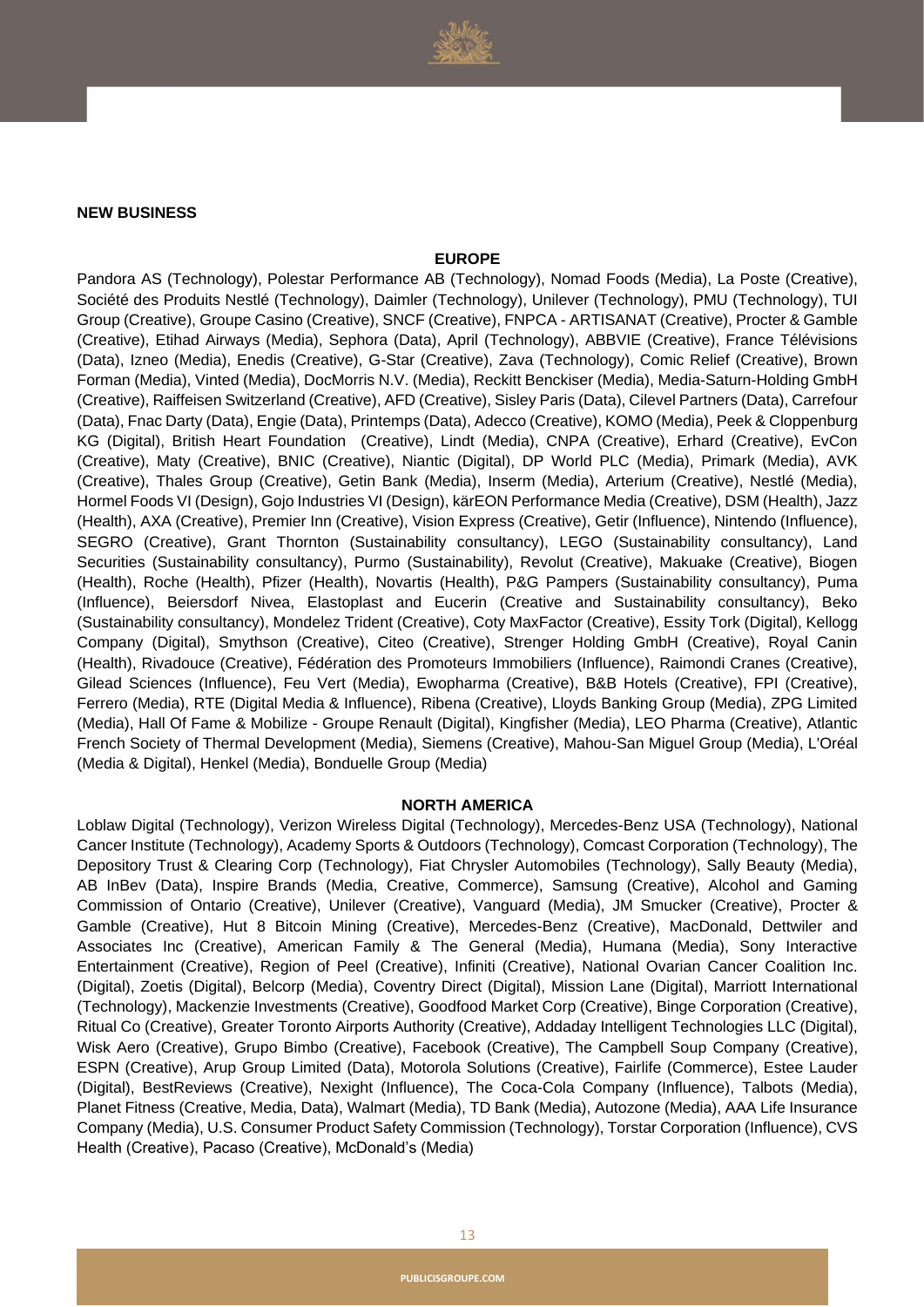**NEW BUSINESS**

**EUROPE**

Pandora AS (Technology), Polestar Performance AB (Technology), Nomad Foods (Media), La Poste (Creative), Société des Produits Nestlé (Technology), Daimler (Technology), Unilever (Technology), PMU (Technology), TUI Group (Creative), Groupe Casino (Creative), SNCF (Creative), FNPCA - ARTISANAT (Creative), Procter & Gamble (Creative), Etihad Airways (Media), Sephora (Data), April (Technology), ABBVIE (Creative), France Télévisions (Data), Izneo (Media), Enedis (Creative), G-Star (Creative), Zava (Technology), Comic Relief (Creative), Brown Forman (Media), Vinted (Media), DocMorris N.V. (Media), Reckitt Benckiser (Media), Media-Saturn-Holding GmbH (Creative), Raiffeisen Switzerland (Creative), AFD (Creative), Sisley Paris (Data), Cilevel Partners (Data), Carrefour (Data), Fnac Darty (Data), Engie (Data), Printemps (Data), Adecco (Creative), KOMO (Media), Peek & Cloppenburg KG (Digital), British Heart Foundation (Creative), Lindt (Media), CNPA (Creative), Erhard (Creative), EvCon (Creative), Maty (Creative), BNIC (Creative), Niantic (Digital), DP World PLC (Media), Primark (Media), AVK (Creative), Thales Group (Creative), Getin Bank (Media), Inserm (Media), Arterium (Creative), Nestlé (Media), Hormel Foods VI (Design), Gojo Industries VI (Design), kärEON Performance Media (Creative), DSM (Health), Jazz (Health), AXA (Creative), Premier Inn (Creative), Vision Express (Creative), Getir (Influence), Nintendo (Influence), SEGRO (Creative), Grant Thornton (Sustainability consultancy), LEGO (Sustainability consultancy), Land Securities (Sustainability consultancy), Purmo (Sustainability), Revolut (Creative), Makuake (Creative), Biogen (Health), Roche (Health), Pfizer (Health), Novartis (Health), P&G Pampers (Sustainability consultancy), Puma (Influence), Beiersdorf Nivea, Elastoplast and Eucerin (Creative and Sustainability consultancy), Beko (Sustainability consultancy), Mondelez Trident (Creative), Coty MaxFactor (Creative), Essity Tork (Digital), Kellogg Company (Digital), Smythson (Creative), Citeo (Creative), Strenger Holding GmbH (Creative), Royal Canin (Health), Rivadouce (Creative), Fédération des Promoteurs Immobiliers (Influence), Raimondi Cranes (Creative), Gilead Sciences (Influence), Feu Vert (Media), Ewopharma (Creative), B&B Hotels (Creative), FPI (Creative), Ferrero (Media), RTE (Digital Media & Influence), Ribena (Creative), Lloyds Banking Group (Media), ZPG Limited (Media), Hall Of Fame & Mobilize - Groupe Renault (Digital), Kingfisher (Media), LEO Pharma (Creative), Atlantic French Society of Thermal Development (Media), Siemens (Creative), Mahou-San Miguel Group (Media), L'Oréal (Media & Digital), Henkel (Media), Bonduelle Group (Media)

**NORTH AMERICA**

Loblaw Digital (Technology), Verizon Wireless Digital (Technology), Mercedes-Benz USA (Technology), National Cancer Institute (Technology), Academy Sports & Outdoors (Technology), Comcast Corporation (Technology), The Depository Trust & Clearing Corp (Technology), Fiat Chrysler Automobiles (Technology), Sally Beauty (Media), AB InBev (Data), Inspire Brands (Media, Creative, Commerce), Samsung (Creative), Alcohol and Gaming Commission of Ontario (Creative), Unilever (Creative), Vanguard (Media), JM Smucker (Creative), Procter & Gamble (Creative), Hut 8 Bitcoin Mining (Creative), Mercedes-Benz (Creative), MacDonald, Dettwiler and Associates Inc (Creative), American Family & The General (Media), Humana (Media), Sony Interactive Entertainment (Creative), Region of Peel (Creative), Infiniti (Creative), National Ovarian Cancer Coalition Inc. (Digital), Zoetis (Digital), Belcorp (Media), Coventry Direct (Digital), Mission Lane (Digital), Marriott International (Technology), Mackenzie Investments (Creative), Goodfood Market Corp (Creative), Binge Corporation (Creative), Ritual Co (Creative), Greater Toronto Airports Authority (Creative), Addaday Intelligent Technologies LLC (Digital), Wisk Aero (Creative), Grupo Bimbo (Creative), Facebook (Creative), The Campbell Soup Company (Creative), ESPN (Creative), Arup Group Limited (Data), Motorola Solutions (Creative), Fairlife (Commerce), Estee Lauder (Digital), BestReviews (Creative), Nexight (Influence), The Coca-Cola Company (Influence), Talbots (Media), Planet Fitness (Creative, Media, Data), Walmart (Media), TD Bank (Media), Autozone (Media), AAA Life Insurance Company (Media), U.S. Consumer Product Safety Commission (Technology), Torstar Corporation (Influence), CVS Health (Creative), Pacaso (Creative), McDonald's (Media)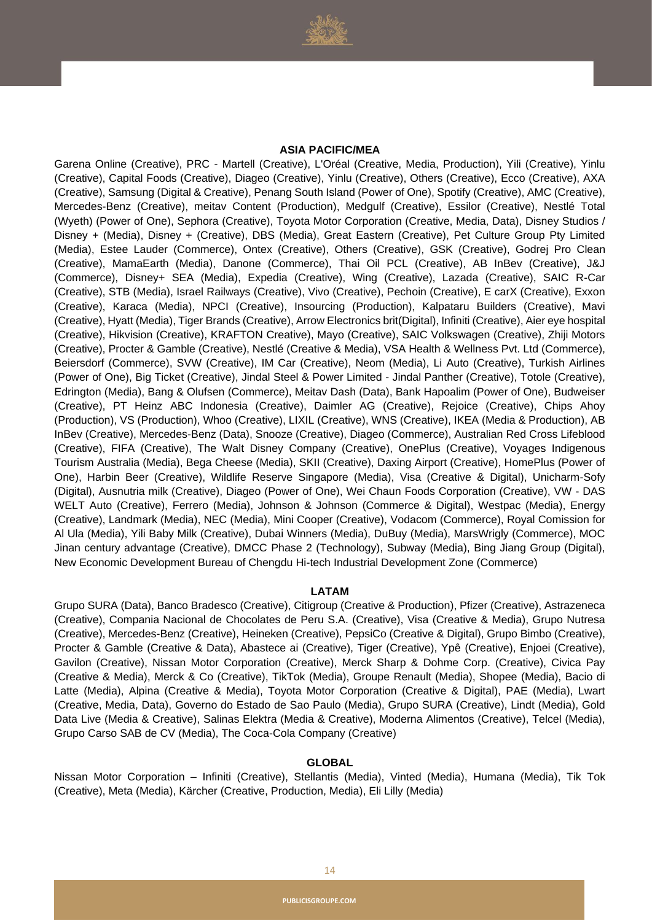### ASIA PACIFIC/MEA

Garena Online (Creative), PRC - Martell (Creative), L'Oréal (Creative, Media, Production), Yili (Creative), Yinlu (Creative), Capital Foods (Creative), Diageo (Creative), Yinlu (Creative), Others (Creative), Ecco (Creative), AXA (Creative), Samsung (Digital & Creative), Penang South Island (Power of One), Spotify (Creative), AMC (Creative), Mercedes-Benz (Creative), meitav Content (Production), Medgulf (Creative), Essilor (Creative), Nestlé Total (Wyeth) (Power of One), Sephora (Creative), Toyota Motor Corporation (Creative, Media, Data), Disney Studios / Disney + (Media), Disney + (Creative), DBS (Media), Great Eastern (Creative), Pet Culture Group Pty Limited (Media), Estee Lauder (Commerce), Ontex (Creative), Others (Creative), GSK (Creative), Godrej Pro Clean (Creative), MamaEarth (Media), Danone (Commerce), Thai Oil PCL (Creative), AB InBev (Creative), J&J (Commerce), Disney+ SEA (Media), Expedia (Creative), Wing (Creative), Lazada (Creative), SAIC R-Car (Creative), STB (Media), Israel Railways (Creative), Vivo (Creative), Pechoin (Creative), E carX (Creative), Exxon (Creative), Karaca (Media), NPCI (Creative), Insourcing (Production), Kalpataru Builders (Creative), Mavi (Creative), Hyatt (Media), Tiger Brands (Creative), Arrow Electronics brit(Digital), Infiniti (Creative), Aier eye hospital (Creative), Hikvision (Creative), KRAFTON Creative), Mayo (Creative), SAIC Volkswagen (Creative), Zhiji Motors (Creative), Procter & Gamble (Creative), Nestlé (Creative & Media), VSA Health & Wellness Pvt. Ltd (Commerce), Beiersdorf (Commerce), SVW (Creative), IM Car (Creative), Neom (Media), Li Auto (Creative), Turkish Airlines (Power of One), Big Ticket (Creative), Jindal Steel & Power Limited - Jindal Panther (Creative), Totole (Creative), Edrington (Media), Bang & Olufsen (Commerce), Meitav Dash (Data), Bank Hapoalim (Power of One), Budweiser (Creative), PT Heinz ABC Indonesia (Creative), Daimler AG (Creative), Rejoice (Creative), Chips Ahoy (Production), VS (Production), Whoo (Creative), LIXIL (Creative), WNS (Creative), IKEA (Media & Production), AB InBev (Creative), Mercedes-Benz (Data), Snooze (Creative), Diageo (Commerce), Australian Red Cross Lifeblood (Creative), FIFA (Creative), The Walt Disney Company (Creative), OnePlus (Creative), Voyages Indigenous Tourism Australia (Media), Bega Cheese (Media), SKII (Creative), Daxing Airport (Creative), HomePlus (Power of One), Harbin Beer (Creative), Wildlife Reserve Singapore (Media), Visa (Creative & Digital), Unicharm-Sofy (Digital), Ausnutria milk (Creative), Diageo (Power of One), Wei Chaun Foods Corporation (Creative), VW - DAS WELT Auto (Creative), Ferrero (Media), Johnson & Johnson (Commerce & Digital), Westpac (Media), Energy (Creative), Landmark (Media), NEC (Media), Mini Cooper (Creative), Vodacom (Commerce), Royal Comission for Al Ula (Media), Yili Baby Milk (Creative), Dubai Winners (Media), DuBuy (Media), MarsWrigly (Commerce), MOC Jinan century advantage (Creative), DMCC Phase 2 (Technology), Subway (Media), Bing Jiang Group (Digital), New Economic Development Bureau of Chengdu Hi-tech Industrial Development Zone (Commerce)

### LATAM

Grupo SURA (Data), Banco Bradesco (Creative), Citigroup (Creative & Production), Pfizer (Creative), Astrazeneca (Creative), Compania Nacional de Chocolates de Peru S.A. (Creative), Visa (Creative & Media), Grupo Nutresa (Creative), Mercedes-Benz (Creative), Heineken (Creative), PepsiCo (Creative & Digital), Grupo Bimbo (Creative), Procter & Gamble (Creative & Data), Abastece ai (Creative), Tiger (Creative), Ypê (Creative), Enjoei (Creative), Gavilon (Creative), Nissan Motor Corporation (Creative), Merck Sharp & Dohme Corp. (Creative), Civica Pay (Creative & Media), Merck & Co (Creative), TikTok (Media), Groupe Renault (Media), Shopee (Media), Bacio di Latte (Media), Alpina (Creative & Media), Toyota Motor Corporation (Creative & Digital), PAE (Media), Lwart (Creative, Media, Data), Governo do Estado de Sao Paulo (Media), Grupo SURA (Creative), Lindt (Media), Gold Data Live (Media & Creative), Salinas Elektra (Media & Creative), Moderna Alimentos (Creative), Telcel (Media), Grupo Carso SAB de CV (Media), The Coca-Cola Company (Creative)

### GLOBAL

Nissan Motor Corporation – Infiniti (Creative), Stellantis (Media), Vinted (Media), Humana (Media), Tik Tok (Creative), Meta (Media), Kärcher (Creative, Production, Media), Eli Lilly (Media)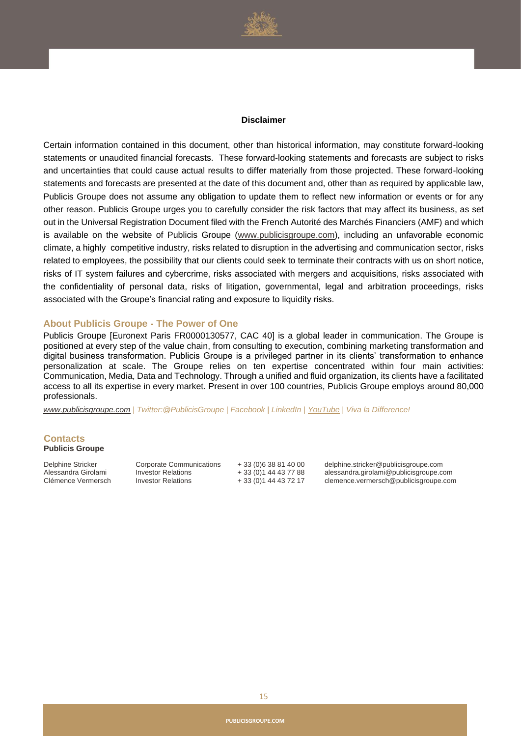**Disclaimer**

Certain information contained in this document, other than historical information, may constitute forward-looking statements or unaudited financial forecasts. These forward-looking statements and forecasts are subject to risks and uncertainties that could cause actual results to differ materially from those projected. These forward-looking statements and forecasts are presented at the date of this document and, other than as required by applicable law, Publicis Groupe does not assume any obligation to update them to reflect new information or events or for any other reason. Publicis Groupe urges you to carefully consider the risk factors that may affect its business, as set out in the Universal Registration Document filed with the French Autorité des Marchés Financiers (AMF) and which is available on the website of Publicis Groupe (www.publicisgroupe.com), including an unfavorable economic climate, a highly competitive industry, risks related to disruption in the advertising and communication sector, risks related to employees, the possibility that our clients could seek to terminate their contracts with us on short notice, risks of IT system failures and cybercrime, risks associated with mergers and acquisitions, risks associated with the confidentiality of personal data, risks of litigation, governmental, legal and arbitration proceedings, risks associated with the Groupe's financial rating and exposure to liquidity risks.

## About Publicis Groupe - The Power of One

Publicis Groupe [Euronext Paris FR0000130577, CAC 40] is a global leader in communication. The Groupe is positioned at every step of the value chain, from consulting to execution, combining marketing transformation and digital business transformation. Publicis Groupe is a privileged partner in its clients' transformation to enhance personalization at scale. The Groupe relies on ten expertise concentrated within four main activities: Communication, Media, Data and Technology. Through a unified and fluid organization, its clients have a facilitated access to all its expertise in every market. Present in over 100 countries, Publicis Groupe employs around 80,000 professionals.

*www.publicisgroupe.com | Twitter:@PublicisGroupe | Facebook | LinkedIn | YouTube | Viva la Difference!*

## Contacts

**Publicis Groupe**

| | | | |
|---|---|---|---|
| Delphine Stricker | Corporate Communications | + 33 (0)6 38 81 40 00 | delphine.stricker@publicisgroupe.com |
| Alessandra Girolami | Investor Relations | + 33 (0)1 44 43 77 88 | alessandra.girolami@publicisgroupe.com |
| Clémence Vermersch | Investor Relations | + 33 (0)1 44 43 72 17 | clemence.vermersch@publicisgroupe.com |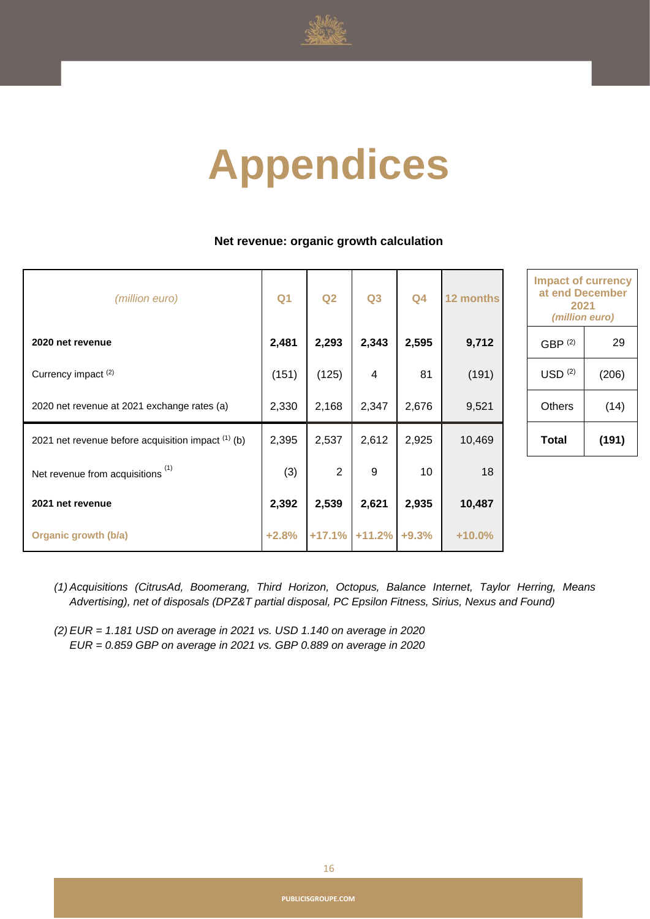# Appendices

**Net revenue: organic growth calculation**

| *(million euro)* | Q1 | Q2 | Q3 | Q4 | 12 months |
|---|---|---|---|---|---|
| **2020 net revenue** | **2,481** | **2,293** | **2,343** | **2,595** | **9,712** |
| Currency impact [2] | (151) | (125) | 4 | 81 | (191) |
| 2020 net revenue at 2021 exchange rates (a) | 2,330 | 2,168 | 2,347 | 2,676 | 9,521 |
| 2021 net revenue before acquisition impact [1] (b) | 2,395 | 2,537 | 2,612 | 2,925 | 10,469 |
| Net revenue from acquisitions [1] | (3) | 2 | 9 | 10 | 18 |
| **2021 net revenue** | **2,392** | **2,539** | **2,621** | **2,935** | **10,487** |
| **Organic growth (b/a)** | **+2.8%** | **+17.1%** | **+11.2%** | **+9.3%** | **+10.0%** |

| **Impact of currency at end December 2021** *(million euro)* | |
|---|---|
| GBP [2] | 29 |
| USD [2] | (206) |
| Others | (14) |
| **Total** | **(191)** |

(1) *Acquisitions (CitrusAd, Boomerang, Third Horizon, Octopus, Balance Internet, Taylor Herring, Means Advertising), net of disposals (DPZ&T partial disposal, PC Epsilon Fitness, Sirius, Nexus and Found)*

(2) *EUR = 1.181 USD on average in 2021 vs. USD 1.140 on average in 2020*
*EUR = 0.859 GBP on average in 2021 vs. GBP 0.889 on average in 2020*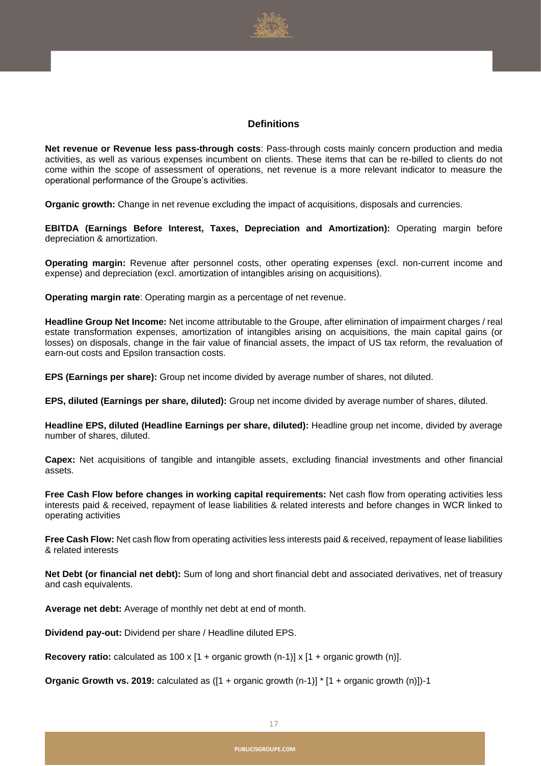## Definitions

**Net revenue or Revenue less pass-through costs**: Pass-through costs mainly concern production and media activities, as well as various expenses incumbent on clients. These items that can be re-billed to clients do not come within the scope of assessment of operations, net revenue is a more relevant indicator to measure the operational performance of the Groupe's activities.

**Organic growth:** Change in net revenue excluding the impact of acquisitions, disposals and currencies.

**EBITDA (Earnings Before Interest, Taxes, Depreciation and Amortization):** Operating margin before depreciation & amortization.

**Operating margin:** Revenue after personnel costs, other operating expenses (excl. non-current income and expense) and depreciation (excl. amortization of intangibles arising on acquisitions).

**Operating margin rate**: Operating margin as a percentage of net revenue.

**Headline Group Net Income:** Net income attributable to the Groupe, after elimination of impairment charges / real estate transformation expenses, amortization of intangibles arising on acquisitions, the main capital gains (or losses) on disposals, change in the fair value of financial assets, the impact of US tax reform, the revaluation of earn-out costs and Epsilon transaction costs.

**EPS (Earnings per share):** Group net income divided by average number of shares, not diluted.

**EPS, diluted (Earnings per share, diluted):** Group net income divided by average number of shares, diluted.

**Headline EPS, diluted (Headline Earnings per share, diluted):** Headline group net income, divided by average number of shares, diluted.

**Capex:** Net acquisitions of tangible and intangible assets, excluding financial investments and other financial assets.

**Free Cash Flow before changes in working capital requirements:** Net cash flow from operating activities less interests paid & received, repayment of lease liabilities & related interests and before changes in WCR linked to operating activities

**Free Cash Flow:** Net cash flow from operating activities less interests paid & received, repayment of lease liabilities & related interests

**Net Debt (or financial net debt):** Sum of long and short financial debt and associated derivatives, net of treasury and cash equivalents.

**Average net debt:** Average of monthly net debt at end of month.

**Dividend pay-out:** Dividend per share / Headline diluted EPS.

**Recovery ratio:** calculated as 100 x [1 + organic growth (n-1)] x [1 + organic growth (n)].

**Organic Growth vs. 2019:** calculated as ([1 + organic growth (n-1)] * [1 + organic growth (n)])-1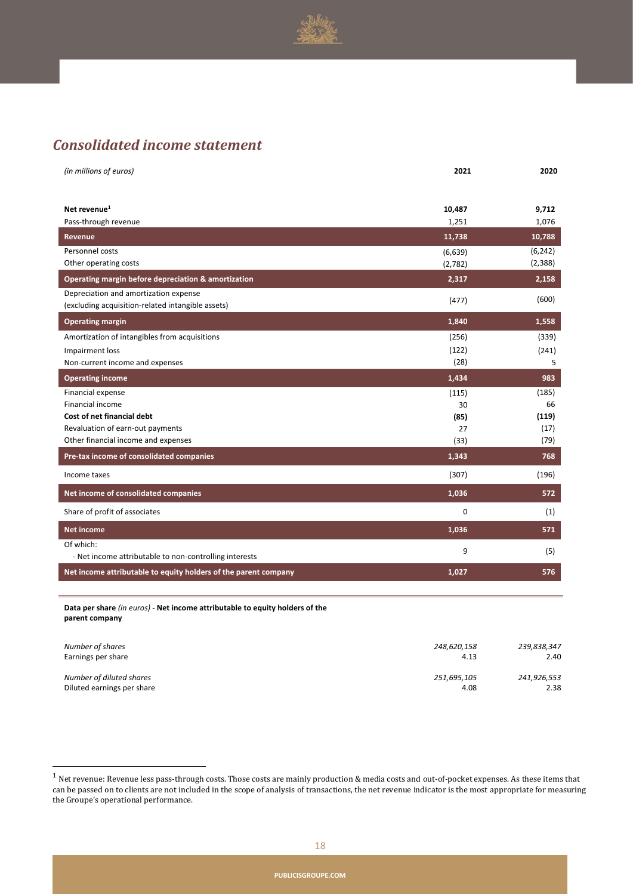## *Consolidated income statement*

| *(in millions of euros)* | **2021** | **2020** |
|---|---|---|
| **Net revenue**[1] | **10,487** | **9,712** |
| Pass-through revenue | 1,251 | 1,076 |
| **Revenue** | **11,738** | **10,788** |
| Personnel costs | (6,639) | (6,242) |
| Other operating costs | (2,782) | (2,388) |
| **Operating margin before depreciation & amortization** | **2,317** | **2,158** |
| Depreciation and amortization expense (excluding acquisition-related intangible assets) | (477) | (600) |
| **Operating margin** | **1,840** | **1,558** |
| Amortization of intangibles from acquisitions | (256) | (339) |
| Impairment loss | (122) | (241) |
| Non-current income and expenses | (28) | 5 |
| **Operating income** | **1,434** | **983** |
| Financial expense | (115) | (185) |
| Financial income | 30 | 66 |
| **Cost of net financial debt** | **(85)** | **(119)** |
| Revaluation of earn-out payments | 27 | (17) |
| Other financial income and expenses | (33) | (79) |
| **Pre-tax income of consolidated companies** | **1,343** | **768** |
| Income taxes | (307) | (196) |
| **Net income of consolidated companies** | **1,036** | **572** |
| Share of profit of associates | 0 | (1) |
| **Net income** | **1,036** | **571** |
| Of which:<br>- Net income attributable to non-controlling interests | 9 | (5) |
| **Net income attributable to equity holders of the parent company** | **1,027** | **576** |

**Data per share** *(in euros)* - **Net income attributable to equity holders of the parent company**

| | | |
|---|---|---|
| *Number of shares* | *248,620,158* | *239,838,347* |
| Earnings per share | 4.13 | 2.40 |
| *Number of diluted shares* | *251,695,105* | *241,926,553* |
| Diluted earnings per share | 4.08 | 2.38 |

[1] Net revenue: Revenue less pass-through costs. Those costs are mainly production & media costs and out-of-pocket expenses. As these items that can be passed on to clients are not included in the scope of analysis of transactions, the net revenue indicator is the most appropriate for measuring the Groupe's operational performance.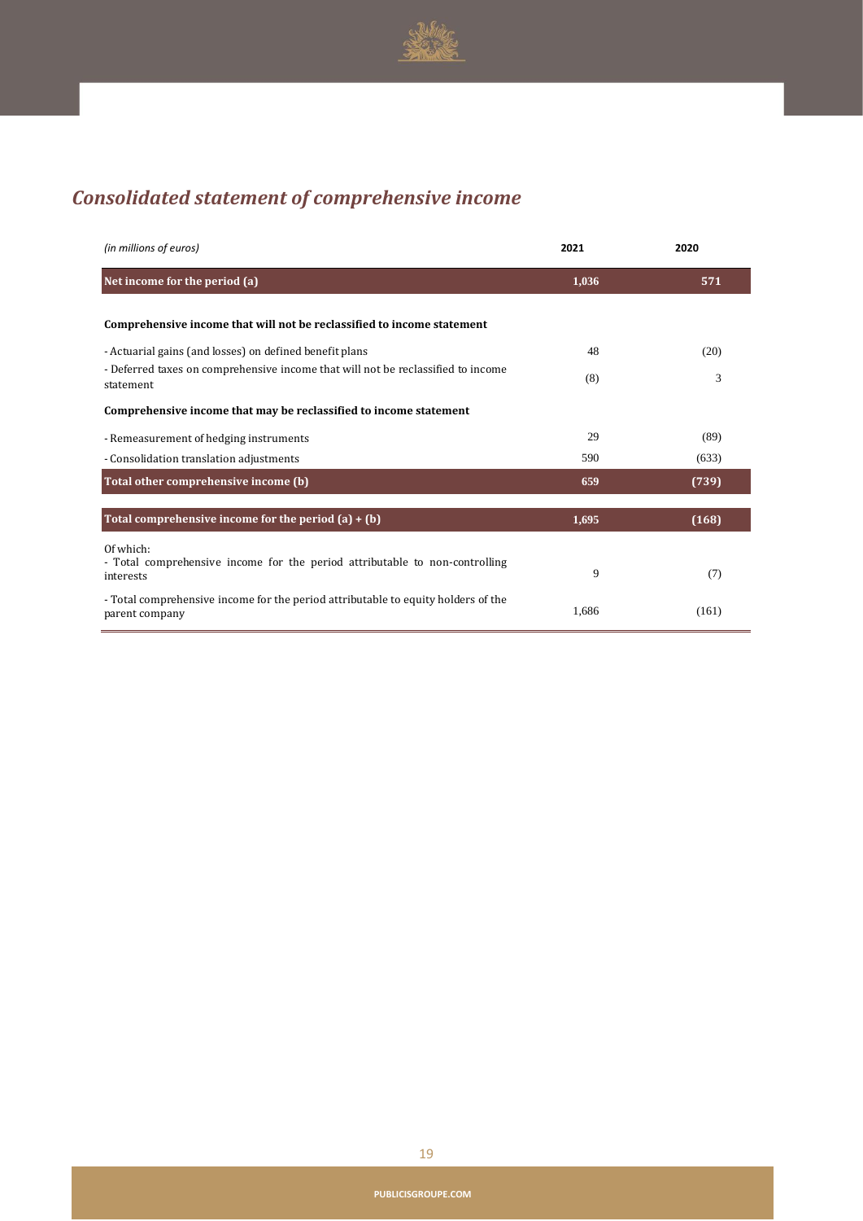## *Consolidated statement of comprehensive income*

| *(in millions of euros)* | 2021 | 2020 |
|---|---|---|
| **Net income for the period (a)** | **1,036** | **571** |
| **Comprehensive income that will not be reclassified to income statement** | | |
| - Actuarial gains (and losses) on defined benefit plans | 48 | (20) |
| - Deferred taxes on comprehensive income that will not be reclassified to income statement | (8) | 3 |
| **Comprehensive income that may be reclassified to income statement** | | |
| - Remeasurement of hedging instruments | 29 | (89) |
| - Consolidation translation adjustments | 590 | (633) |
| **Total other comprehensive income (b)** | **659** | **(739)** |
| **Total comprehensive income for the period (a) + (b)** | **1,695** | **(168)** |
| Of which:<br>- Total comprehensive income for the period attributable to non-controlling interests | 9 | (7) |
| - Total comprehensive income for the period attributable to equity holders of the parent company | 1,686 | (161) |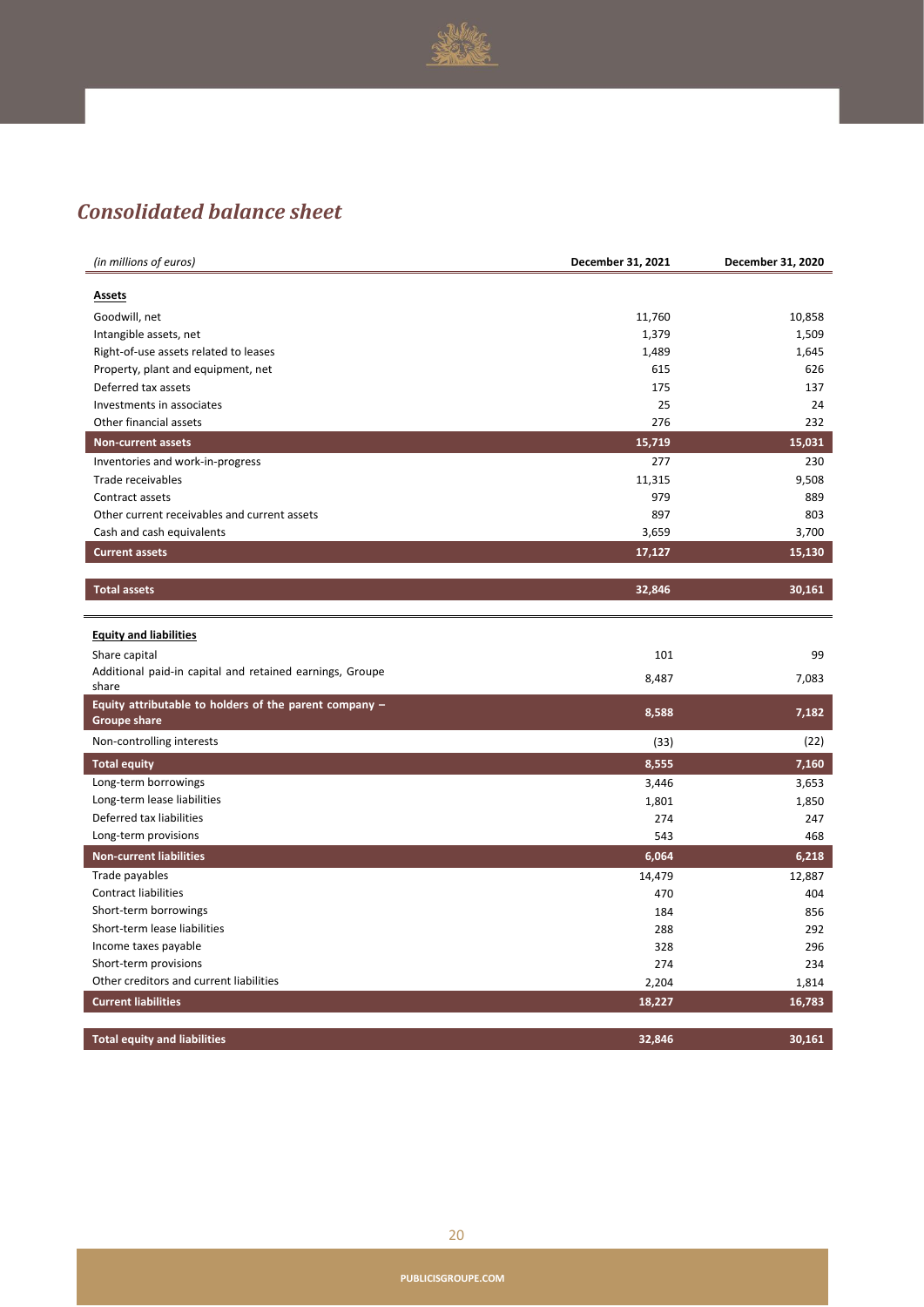## *Consolidated balance sheet*

| *(in millions of euros)* | December 31, 2021 | December 31, 2020 |
|---|---|---|
| **Assets** | | |
| Goodwill, net | 11,760 | 10,858 |
| Intangible assets, net | 1,379 | 1,509 |
| Right-of-use assets related to leases | 1,489 | 1,645 |
| Property, plant and equipment, net | 615 | 626 |
| Deferred tax assets | 175 | 137 |
| Investments in associates | 25 | 24 |
| Other financial assets | 276 | 232 |
| **Non-current assets** | **15,719** | **15,031** |
| Inventories and work-in-progress | 277 | 230 |
| Trade receivables | 11,315 | 9,508 |
| Contract assets | 979 | 889 |
| Other current receivables and current assets | 897 | 803 |
| Cash and cash equivalents | 3,659 | 3,700 |
| **Current assets** | **17,127** | **15,130** |
| **Total assets** | **32,846** | **30,161** |
| **Equity and liabilities** | | |
| Share capital | 101 | 99 |
| Additional paid-in capital and retained earnings, Groupe share | 8,487 | 7,083 |
| **Equity attributable to holders of the parent company – Groupe share** | **8,588** | **7,182** |
| Non-controlling interests | (33) | (22) |
| **Total equity** | **8,555** | **7,160** |
| Long-term borrowings | 3,446 | 3,653 |
| Long-term lease liabilities | 1,801 | 1,850 |
| Deferred tax liabilities | 274 | 247 |
| Long-term provisions | 543 | 468 |
| **Non-current liabilities** | **6,064** | **6,218** |
| Trade payables | 14,479 | 12,887 |
| Contract liabilities | 470 | 404 |
| Short-term borrowings | 184 | 856 |
| Short-term lease liabilities | 288 | 292 |
| Income taxes payable | 328 | 296 |
| Short-term provisions | 274 | 234 |
| Other creditors and current liabilities | 2,204 | 1,814 |
| **Current liabilities** | **18,227** | **16,783** |
| **Total equity and liabilities** | **32,846** | **30,161** |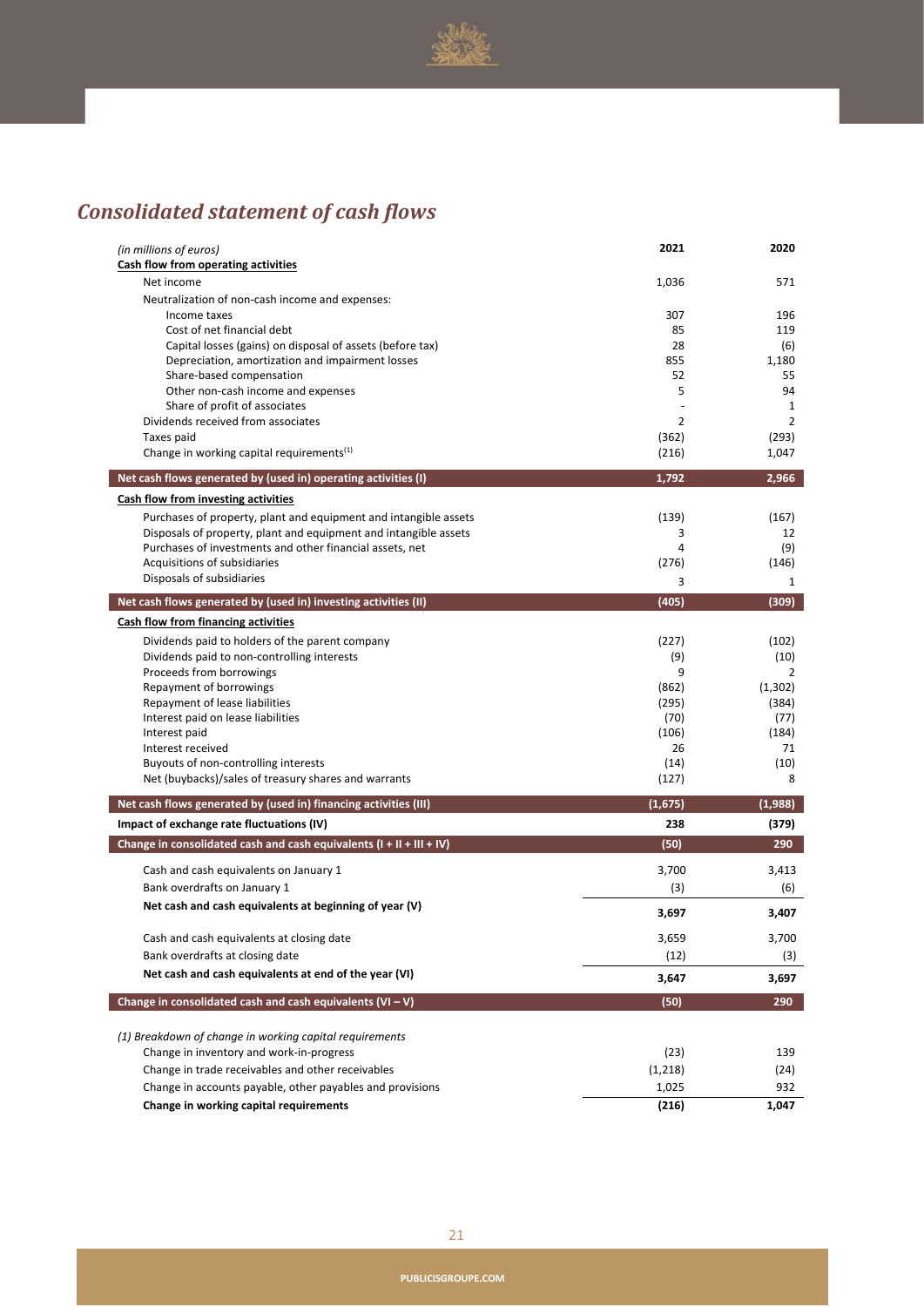# *Consolidated statement of cash flows*

| *(in millions of euros)* | **2021** | **2020** |
|---|---|---|
| **Cash flow from operating activities** | | |
| Net income | 1,036 | 571 |
| Neutralization of non-cash income and expenses: | | |
| Income taxes | 307 | 196 |
| Cost of net financial debt | 85 | 119 |
| Capital losses (gains) on disposal of assets (before tax) | 28 | (6) |
| Depreciation, amortization and impairment losses | 855 | 1,180 |
| Share-based compensation | 52 | 55 |
| Other non-cash income and expenses | 5 | 94 |
| Share of profit of associates | - | 1 |
| Dividends received from associates | 2 | 2 |
| Taxes paid | (362) | (293) |
| Change in working capital requirements[1] | (216) | 1,047 |
| **Net cash flows generated by (used in) operating activities (I)** | **1,792** | **2,966** |
| **Cash flow from investing activities** | | |
| Purchases of property, plant and equipment and intangible assets | (139) | (167) |
| Disposals of property, plant and equipment and intangible assets | 3 | 12 |
| Purchases of investments and other financial assets, net | 4 | (9) |
| Acquisitions of subsidiaries | (276) | (146) |
| Disposals of subsidiaries | 3 | 1 |
| **Net cash flows generated by (used in) investing activities (II)** | **(405)** | **(309)** |
| **Cash flow from financing activities** | | |
| Dividends paid to holders of the parent company | (227) | (102) |
| Dividends paid to non-controlling interests | (9) | (10) |
| Proceeds from borrowings | 9 | 2 |
| Repayment of borrowings | (862) | (1,302) |
| Repayment of lease liabilities | (295) | (384) |
| Interest paid on lease liabilities | (70) | (77) |
| Interest paid | (106) | (184) |
| Interest received | 26 | 71 |
| Buyouts of non-controlling interests | (14) | (10) |
| Net (buybacks)/sales of treasury shares and warrants | (127) | 8 |
| **Net cash flows generated by (used in) financing activities (III)** | **(1,675)** | **(1,988)** |
| **Impact of exchange rate fluctuations (IV)** | **238** | **(379)** |
| **Change in consolidated cash and cash equivalents (I + II + III + IV)** | **(50)** | **290** |
| Cash and cash equivalents on January 1 | 3,700 | 3,413 |
| Bank overdrafts on January 1 | (3) | (6) |
| **Net cash and cash equivalents at beginning of year (V)** | **3,697** | **3,407** |
| Cash and cash equivalents at closing date | 3,659 | 3,700 |
| Bank overdrafts at closing date | (12) | (3) |
| **Net cash and cash equivalents at end of the year (VI)** | **3,647** | **3,697** |
| **Change in consolidated cash and cash equivalents (VI – V)** | **(50)** | **290** |

| *(1) Breakdown of change in working capital requirements* | | |
|---|---|---|
| Change in inventory and work-in-progress | (23) | 139 |
| Change in trade receivables and other receivables | (1,218) | (24) |
| Change in accounts payable, other payables and provisions | 1,025 | 932 |
| **Change in working capital requirements** | **(216)** | **1,047** |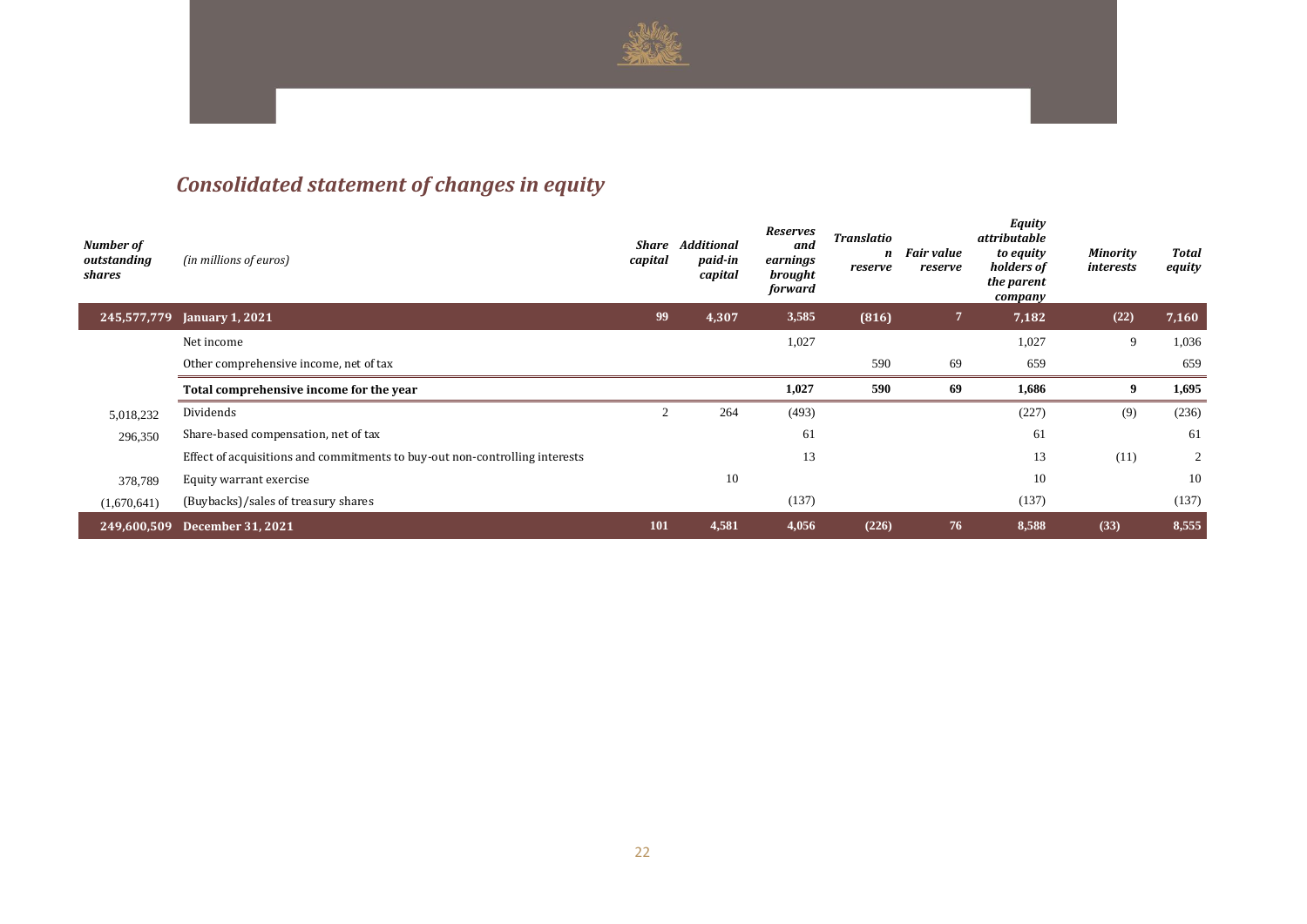## *Consolidated statement of changes in equity*

| *Number of outstanding shares* | *(in millions of euros)* | *Share capital* | *Additional paid-in capital* | *Reserves and earnings brought forward* | *Translation reserve* | *Fair value reserve* | *Equity attributable to equity holders of the parent company* | *Minority interests* | *Total equity* |
|---|---|---|---|---|---|---|---|---|---|
| **245,577,779** | **January 1, 2021** | **99** | **4,307** | **3,585** | **(816)** | **7** | **7,182** | **(22)** | **7,160** |
| | Net income | | | 1,027 | | | 1,027 | 9 | 1,036 |
| | Other comprehensive income, net of tax | | | | 590 | 69 | 659 | | 659 |
| | **Total comprehensive income for the year** | | | **1,027** | **590** | **69** | **1,686** | **9** | **1,695** |
| 5,018,232 | Dividends | 2 | 264 | (493) | | | (227) | (9) | (236) |
| 296,350 | Share-based compensation, net of tax | | | 61 | | | 61 | | 61 |
| | Effect of acquisitions and commitments to buy-out non-controlling interests | | | 13 | | | 13 | (11) | 2 |
| 378,789 | Equity warrant exercise | | 10 | | | | 10 | | 10 |
| (1,670,641) | (Buybacks)/sales of treasury shares | | | (137) | | | (137) | | (137) |
| **249,600,509** | **December 31, 2021** | **101** | **4,581** | **4,056** | **(226)** | **76** | **8,588** | **(33)** | **8,555** |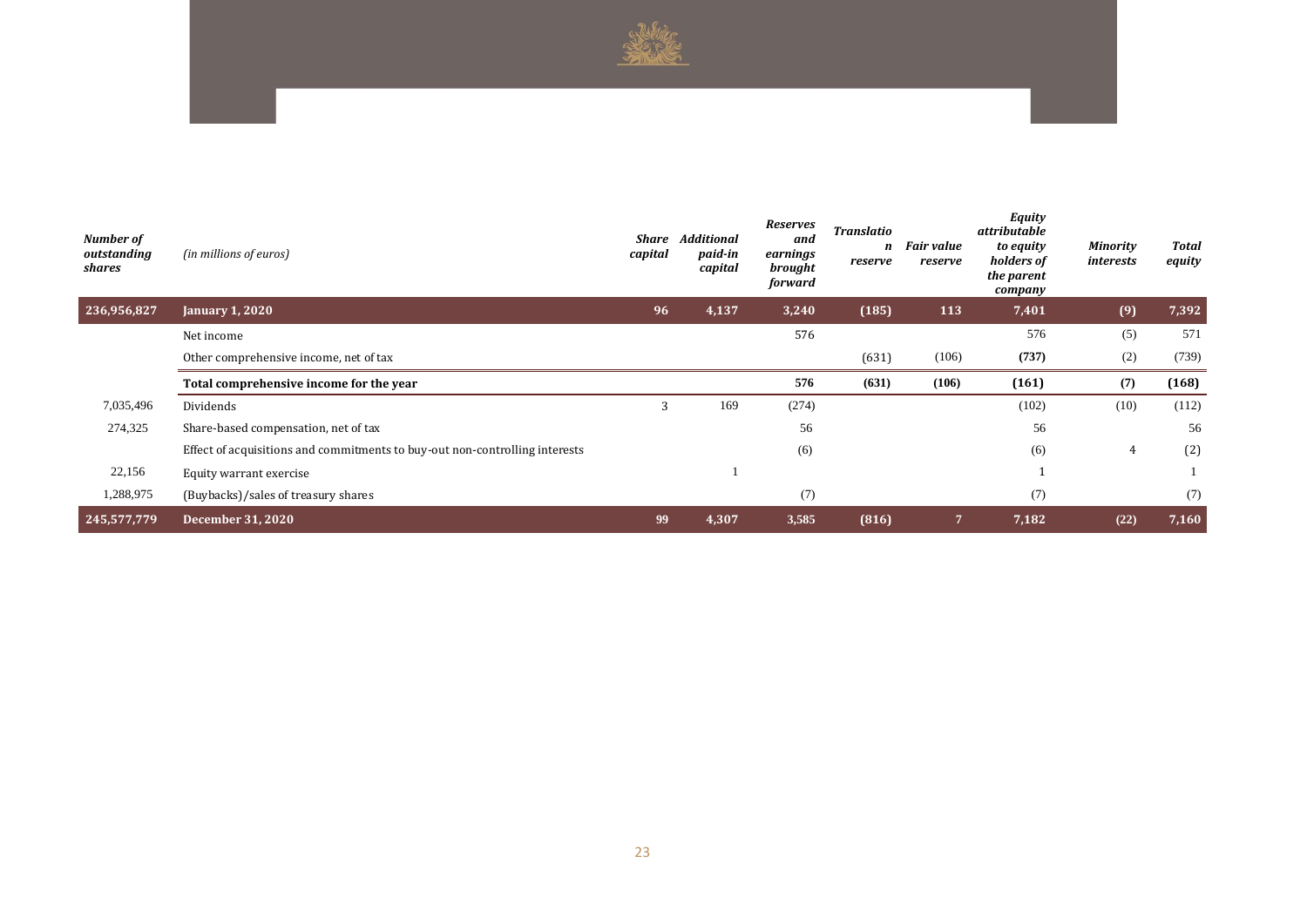| *Number of outstanding shares* | *(in millions of euros)* | *Share capital* | *Additional paid-in capital* | *Reserves and earnings brought forward* | *Translation reserve* | *Fair value reserve* | *Equity attributable to equity holders of the parent company* | *Minority interests* | *Total equity* |
|---|---|---|---|---|---|---|---|---|---|
| **236,956,827** | **January 1, 2020** | **96** | **4,137** | **3,240** | **(185)** | **113** | **7,401** | **(9)** | **7,392** |
| | Net income | | | 576 | | | 576 | (5) | 571 |
| | Other comprehensive income, net of tax | | | | (631) | (106) | **(737)** | (2) | (739) |
| | **Total comprehensive income for the year** | | | **576** | **(631)** | **(106)** | **(161)** | **(7)** | **(168)** |
| 7,035,496 | Dividends | 3 | 169 | (274) | | | (102) | (10) | (112) |
| 274,325 | Share-based compensation, net of tax | | | 56 | | | 56 | | 56 |
| | Effect of acquisitions and commitments to buy-out non-controlling interests | | | (6) | | | (6) | 4 | (2) |
| 22,156 | Equity warrant exercise | | 1 | | | | 1 | | 1 |
| 1,288,975 | (Buybacks)/sales of treasury shares | | | (7) | | | (7) | | (7) |
| **245,577,779** | **December 31, 2020** | **99** | **4,307** | **3,585** | **(816)** | **7** | **7,182** | **(22)** | **7,160** |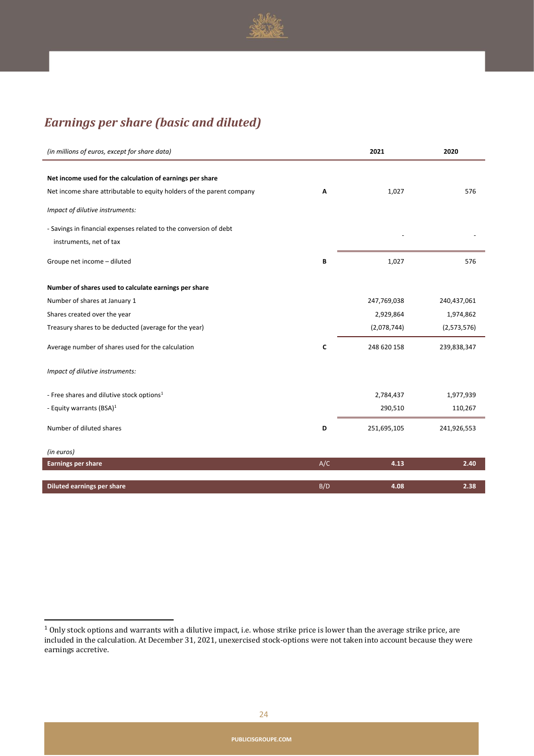## *Earnings per share (basic and diluted)*

| *(in millions of euros, except for share data)* | | 2021 | 2020 |
|---|---|---|---|
| **Net income used for the calculation of earnings per share** | | | |
| Net income share attributable to equity holders of the parent company | A | 1,027 | 576 |
| *Impact of dilutive instruments:* | | | |
| - Savings in financial expenses related to the conversion of debt instruments, net of tax | | - | - |
| Groupe net income – diluted | B | 1,027 | 576 |
| **Number of shares used to calculate earnings per share** | | | |
| Number of shares at January 1 | | 247,769,038 | 240,437,061 |
| Shares created over the year | | 2,929,864 | 1,974,862 |
| Treasury shares to be deducted (average for the year) | | (2,078,744) | (2,573,576) |
| Average number of shares used for the calculation | C | 248 620 158 | 239,838,347 |
| *Impact of dilutive instruments:* | | | |
| - Free shares and dilutive stock options[1] | | 2,784,437 | 1,977,939 |
| - Equity warrants (BSA)[1] | | 290,510 | 110,267 |
| Number of diluted shares | D | 251,695,105 | 241,926,553 |
| *(in euros)* | | | |
| **Earnings per share** | A/C | **4.13** | **2.40** |
| **Diluted earnings per share** | B/D | **4.08** | **2.38** |

[1] Only stock options and warrants with a dilutive impact, i.e. whose strike price is lower than the average strike price, are included in the calculation. At December 31, 2021, unexercised stock-options were not taken into account because they were earnings accretive.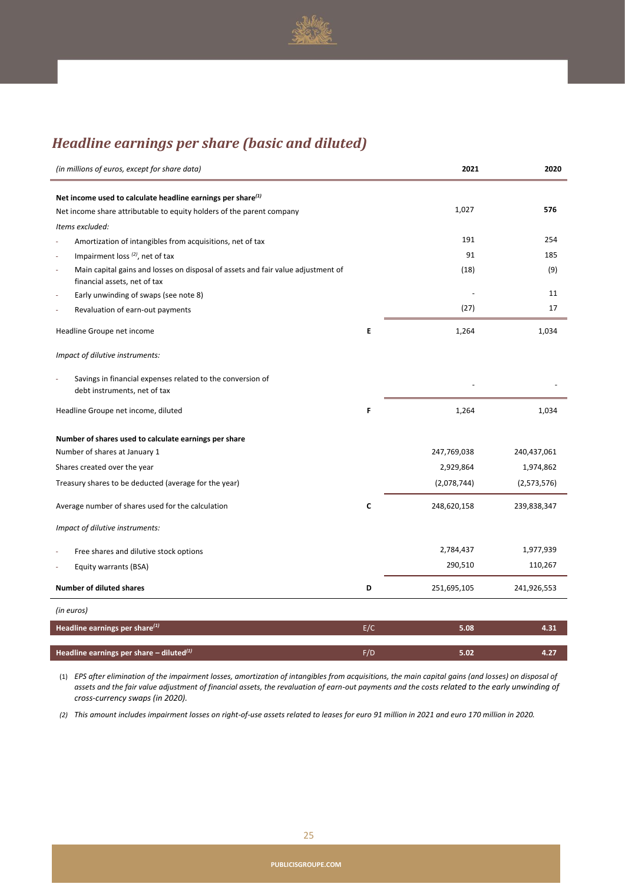## *Headline earnings per share (basic and diluted)*

| *(in millions of euros, except for share data)* | | 2021 | 2020 |
|---|---|---|---|
| **Net income used to calculate headline earnings per share[1]** | | | |
| Net income share attributable to equity holders of the parent company | | 1,027 | **576** |
| *Items excluded:* | | | |
| - Amortization of intangibles from acquisitions, net of tax | | 191 | 254 |
| - Impairment loss [2], net of tax | | 91 | 185 |
| - Main capital gains and losses on disposal of assets and fair value adjustment of financial assets, net of tax | | (18) | (9) |
| - Early unwinding of swaps (see note 8) | | - | 11 |
| - Revaluation of earn-out payments | | (27) | 17 |
| Headline Groupe net income | E | 1,264 | 1,034 |
| *Impact of dilutive instruments:* | | | |
| - Savings in financial expenses related to the conversion of debt instruments, net of tax | | - | - |
| Headline Groupe net income, diluted | F | 1,264 | 1,034 |
| **Number of shares used to calculate earnings per share** | | | |
| Number of shares at January 1 | | 247,769,038 | 240,437,061 |
| Shares created over the year | | 2,929,864 | 1,974,862 |
| Treasury shares to be deducted (average for the year) | | (2,078,744) | (2,573,576) |
| Average number of shares used for the calculation | C | 248,620,158 | 239,838,347 |
| *Impact of dilutive instruments:* | | | |
| - Free shares and dilutive stock options | | 2,784,437 | 1,977,939 |
| - Equity warrants (BSA) | | 290,510 | 110,267 |
| **Number of diluted shares** | D | 251,695,105 | 241,926,553 |
| *(in euros)* | | | |
| **Headline earnings per share[1]** | E/C | **5.08** | **4.31** |
| **Headline earnings per share – diluted[1]** | F/D | **5.02** | **4.27** |

(1) *EPS after elimination of the impairment losses, amortization of intangibles from acquisitions, the main capital gains (and losses) on disposal of assets and the fair value adjustment of financial assets, the revaluation of earn-out payments and the costs related to the early unwinding of cross-currency swaps (in 2020).*

(2) *This amount includes impairment losses on right-of-use assets related to leases for euro 91 million in 2021 and euro 170 million in 2020.*